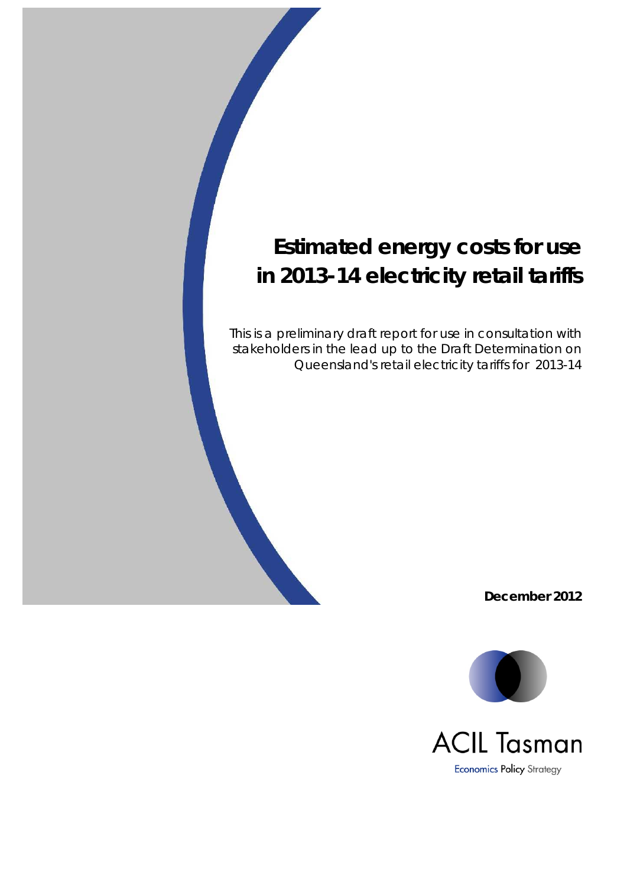# Estimated energy costs for use in 2013-14 electricity retail tariffs

This is a preliminary draft report for use in consultation with stakeholders in the lead up to the Draft Determination on Queensland's retail electricity tariffs for 2013-14

**December 2012**

ACIL Tasman

Economics Policy Strategy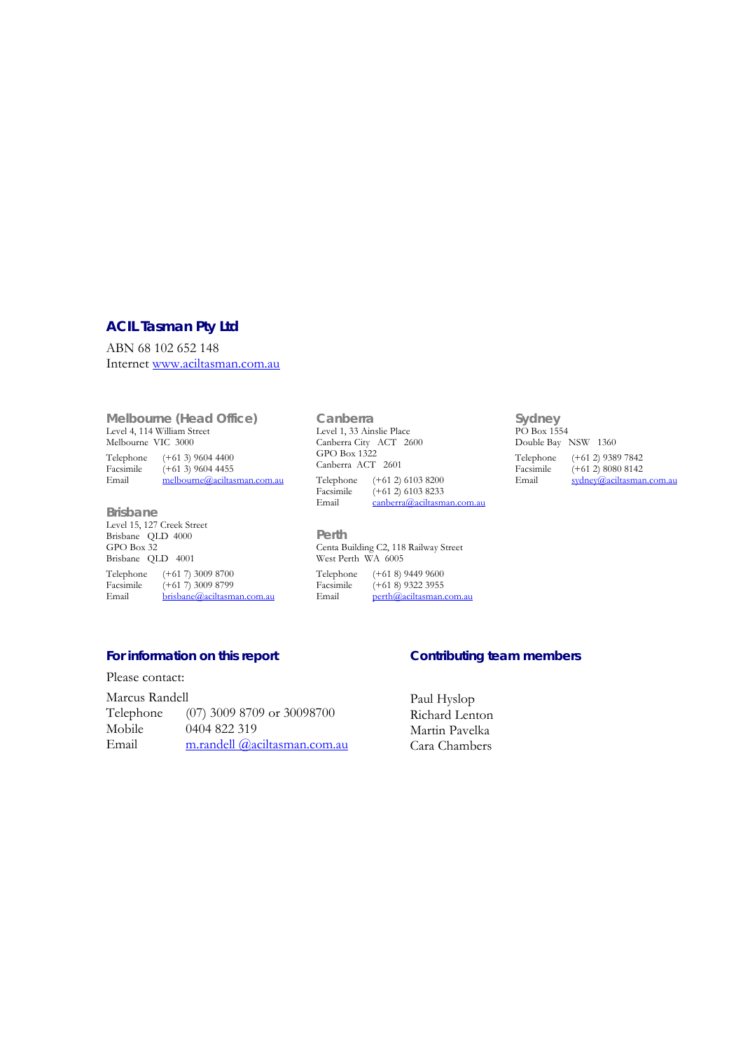**ACIL Tasman Pty Ltd**

ABN 68 102 652 148
Internet www.aciltasman.com.au

**Melbourne (Head Office)**
Level 4, 114 William Street
Melbourne VIC 3000

Telephone (+61 3) 9604 4400
Facsimile (+61 3) 9604 4455
Email melbourne@aciltasman.com.au

**Brisbane**
Level 15, 127 Creek Street
Brisbane QLD 4000
GPO Box 32
Brisbane QLD 4001

Telephone (+61 7) 3009 8700
Facsimile (+61 7) 3009 8799
Email brisbane@aciltasman.com.au

**Canberra**
Level 1, 33 Ainslie Place
Canberra City ACT 2600
GPO Box 1322
Canberra ACT 2601

Telephone (+61 2) 6103 8200
Facsimile (+61 2) 6103 8233
Email canberra@aciltasman.com.au

**Perth**
Centa Building C2, 118 Railway Street
West Perth WA 6005

Telephone (+61 8) 9449 9600
Facsimile (+61 8) 9322 3955
Email perth@aciltasman.com.au

**Sydney**
PO Box 1554
Double Bay NSW 1360

Telephone (+61 2) 9389 7842
Facsimile (+61 2) 8080 8142
Email sydney@aciltasman.com.au

**For information on this report**

Please contact:

Marcus Randell
Telephone (07) 3009 8709 or 30098700
Mobile 0404 822 319
Email m.randell @aciltasman.com.au

**Contributing team members**

Paul Hyslop
Richard Lenton
Martin Pavelka
Cara Chambers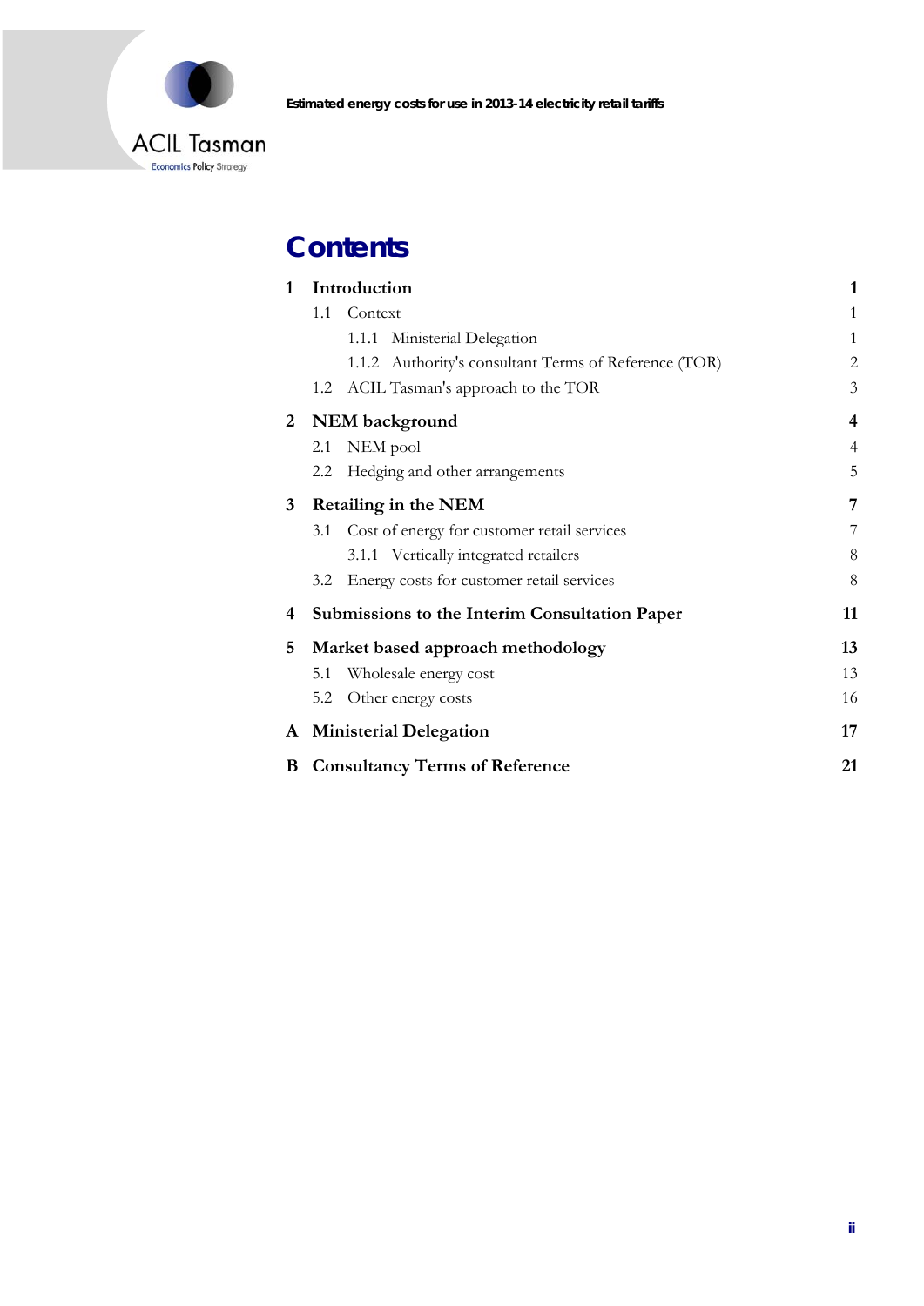# Contents

| | | |
|---|---|---|
| **1** | **Introduction** | **1** |
| | 1.1 Context | 1 |
| | 1.1.1 Ministerial Delegation | 1 |
| | 1.1.2 Authority's consultant Terms of Reference (TOR) | 2 |
| | 1.2 ACIL Tasman's approach to the TOR | 3 |
| **2** | **NEM background** | **4** |
| | 2.1 NEM pool | 4 |
| | 2.2 Hedging and other arrangements | 5 |
| **3** | **Retailing in the NEM** | **7** |
| | 3.1 Cost of energy for customer retail services | 7 |
| | 3.1.1 Vertically integrated retailers | 8 |
| | 3.2 Energy costs for customer retail services | 8 |
| **4** | **Submissions to the Interim Consultation Paper** | **11** |
| **5** | **Market based approach methodology** | **13** |
| | 5.1 Wholesale energy cost | 13 |
| | 5.2 Other energy costs | 16 |
| **A** | **Ministerial Delegation** | **17** |
| **B** | **Consultancy Terms of Reference** | **21** |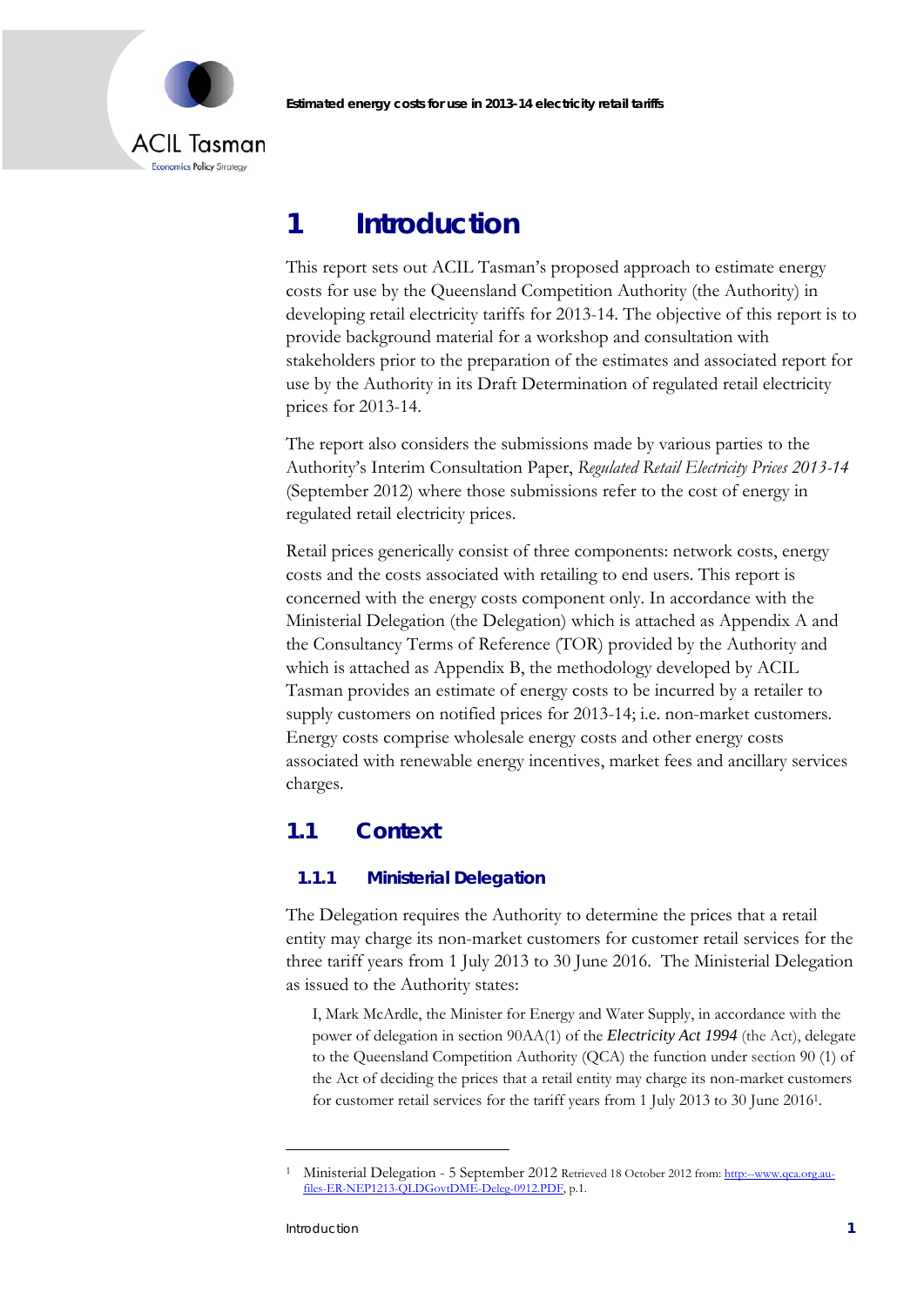# 1 Introduction

This report sets out ACIL Tasman's proposed approach to estimate energy costs for use by the Queensland Competition Authority (the Authority) in developing retail electricity tariffs for 2013-14. The objective of this report is to provide background material for a workshop and consultation with stakeholders prior to the preparation of the estimates and associated report for use by the Authority in its Draft Determination of regulated retail electricity prices for 2013-14.

The report also considers the submissions made by various parties to the Authority's Interim Consultation Paper, *Regulated Retail Electricity Prices 2013-14* (September 2012) where those submissions refer to the cost of energy in regulated retail electricity prices.

Retail prices generically consist of three components: network costs, energy costs and the costs associated with retailing to end users. This report is concerned with the energy costs component only. In accordance with the Ministerial Delegation (the Delegation) which is attached as Appendix A and the Consultancy Terms of Reference (TOR) provided by the Authority and which is attached as Appendix B, the methodology developed by ACIL Tasman provides an estimate of energy costs to be incurred by a retailer to supply customers on notified prices for 2013-14; i.e. non-market customers. Energy costs comprise wholesale energy costs and other energy costs associated with renewable energy incentives, market fees and ancillary services charges.

## 1.1 Context

### 1.1.1 Ministerial Delegation

The Delegation requires the Authority to determine the prices that a retail entity may charge its non-market customers for customer retail services for the three tariff years from 1 July 2013 to 30 June 2016. The Ministerial Delegation as issued to the Authority states:

> I, Mark McArdle, the Minister for Energy and Water Supply, in accordance with the power of delegation in section 90AA(1) of the *Electricity Act 1994* (the Act), delegate to the Queensland Competition Authority (QCA) the function under section 90 (1) of the Act of deciding the prices that a retail entity may charge its non-market customers for customer retail services for the tariff years from 1 July 2013 to 30 June 2016[1].

[1] Ministerial Delegation - 5 September 2012 Retrieved 18 October 2012 from: http:--www.qca.org.au-files-ER-NEP1213-QLDGovtDME-Deleg-0912.PDF, p.1.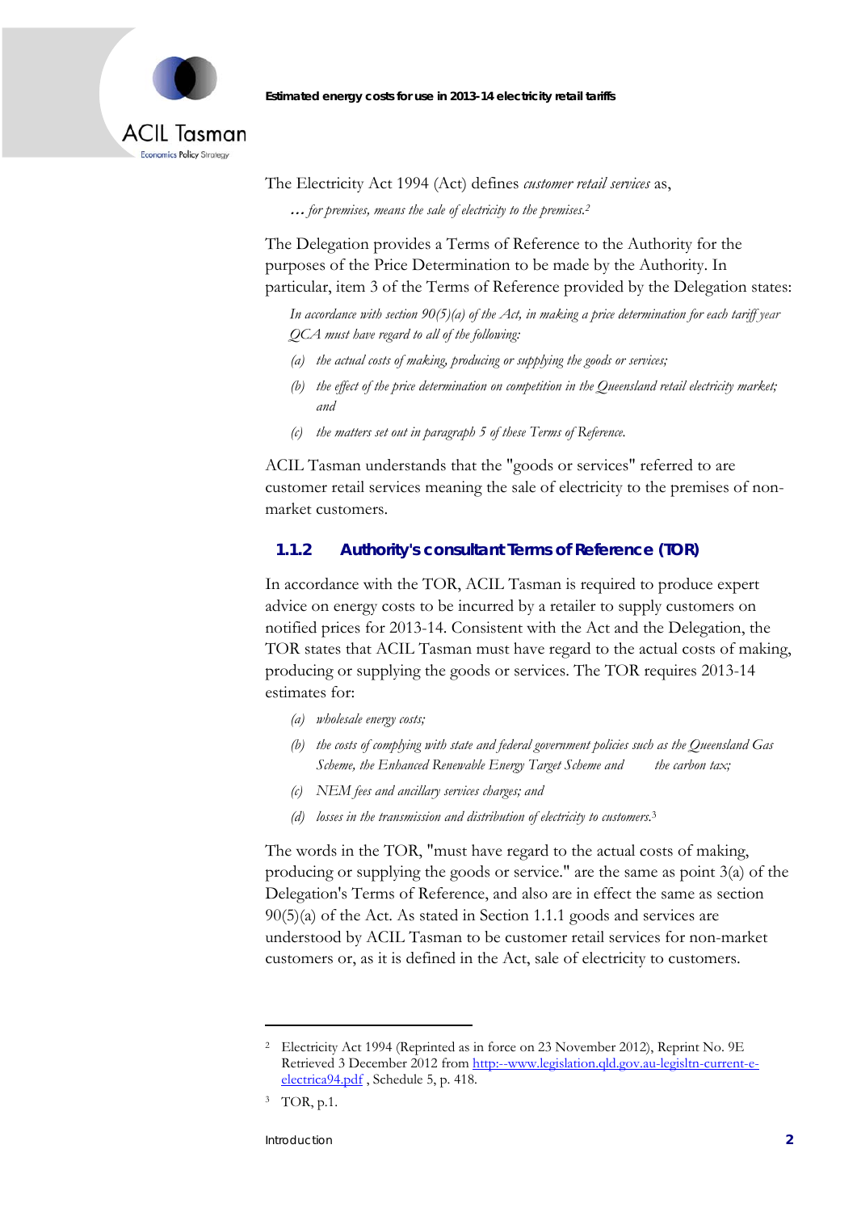The Electricity Act 1994 (Act) defines *customer retail services* as,

> *… for premises, means the sale of electricity to the premises.*[2]

The Delegation provides a Terms of Reference to the Authority for the purposes of the Price Determination to be made by the Authority. In particular, item 3 of the Terms of Reference provided by the Delegation states:

> *In accordance with section 90(5)(a) of the Act, in making a price determination for each tariff year QCA must have regard to all of the following:*
>
> *(a) the actual costs of making, producing or supplying the goods or services;*
>
> *(b) the effect of the price determination on competition in the Queensland retail electricity market; and*
>
> *(c) the matters set out in paragraph 5 of these Terms of Reference.*

ACIL Tasman understands that the "goods or services" referred to are customer retail services meaning the sale of electricity to the premises of non-market customers.

### 1.1.2 Authority's consultant Terms of Reference (TOR)

In accordance with the TOR, ACIL Tasman is required to produce expert advice on energy costs to be incurred by a retailer to supply customers on notified prices for 2013-14. Consistent with the Act and the Delegation, the TOR states that ACIL Tasman must have regard to the actual costs of making, producing or supplying the goods or services. The TOR requires 2013-14 estimates for:

> *(a) wholesale energy costs;*
>
> *(b) the costs of complying with state and federal government policies such as the Queensland Gas Scheme, the Enhanced Renewable Energy Target Scheme and the carbon tax;*
>
> *(c) NEM fees and ancillary services charges; and*
>
> *(d) losses in the transmission and distribution of electricity to customers.*[3]

The words in the TOR, "must have regard to the actual costs of making, producing or supplying the goods or service." are the same as point 3(a) of the Delegation's Terms of Reference, and also are in effect the same as section 90(5)(a) of the Act. As stated in Section 1.1.1 goods and services are understood by ACIL Tasman to be customer retail services for non-market customers or, as it is defined in the Act, sale of electricity to customers.

---

[2] Electricity Act 1994 (Reprinted as in force on 23 November 2012), Reprint No. 9E Retrieved 3 December 2012 from http:--www.legislation.qld.gov.au-legisltn-current-e-electrica94.pdf , Schedule 5, p. 418.

[3] TOR, p.1.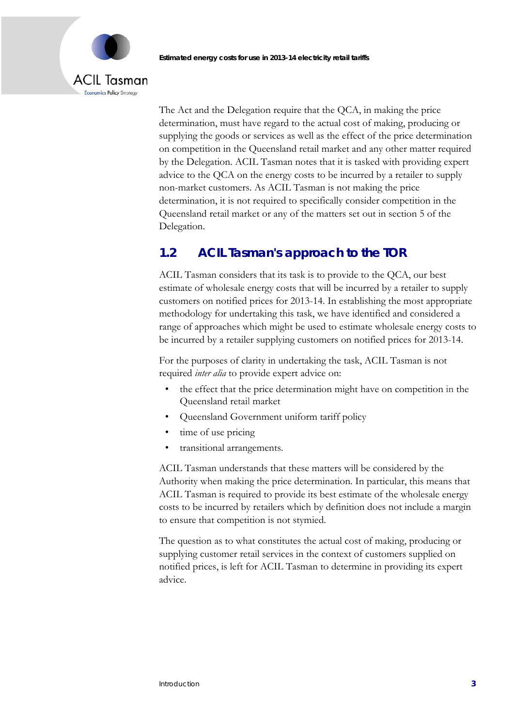The Act and the Delegation require that the QCA, in making the price determination, must have regard to the actual cost of making, producing or supplying the goods or services as well as the effect of the price determination on competition in the Queensland retail market and any other matter required by the Delegation. ACIL Tasman notes that it is tasked with providing expert advice to the QCA on the energy costs to be incurred by a retailer to supply non-market customers. As ACIL Tasman is not making the price determination, it is not required to specifically consider competition in the Queensland retail market or any of the matters set out in section 5 of the Delegation.

## 1.2 ACIL Tasman's approach to the TOR

ACIL Tasman considers that its task is to provide to the QCA, our best estimate of wholesale energy costs that will be incurred by a retailer to supply customers on notified prices for 2013-14. In establishing the most appropriate methodology for undertaking this task, we have identified and considered a range of approaches which might be used to estimate wholesale energy costs to be incurred by a retailer supplying customers on notified prices for 2013-14.

For the purposes of clarity in undertaking the task, ACIL Tasman is not required *inter alia* to provide expert advice on:

- the effect that the price determination might have on competition in the Queensland retail market
- Queensland Government uniform tariff policy
- time of use pricing
- transitional arrangements.

ACIL Tasman understands that these matters will be considered by the Authority when making the price determination. In particular, this means that ACIL Tasman is required to provide its best estimate of the wholesale energy costs to be incurred by retailers which by definition does not include a margin to ensure that competition is not stymied.

The question as to what constitutes the actual cost of making, producing or supplying customer retail services in the context of customers supplied on notified prices, is left for ACIL Tasman to determine in providing its expert advice.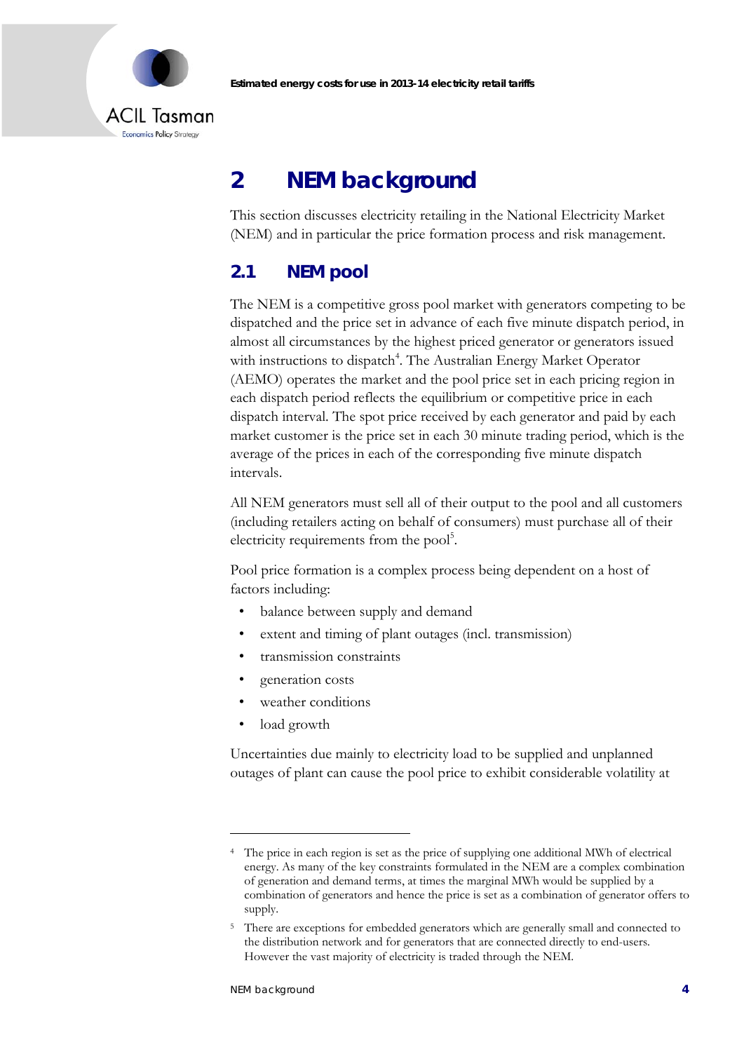# 2 NEM background

This section discusses electricity retailing in the National Electricity Market (NEM) and in particular the price formation process and risk management.

## 2.1 NEM pool

The NEM is a competitive gross pool market with generators competing to be dispatched and the price set in advance of each five minute dispatch period, in almost all circumstances by the highest priced generator or generators issued with instructions to dispatch[4]. The Australian Energy Market Operator (AEMO) operates the market and the pool price set in each pricing region in each dispatch period reflects the equilibrium or competitive price in each dispatch interval. The spot price received by each generator and paid by each market customer is the price set in each 30 minute trading period, which is the average of the prices in each of the corresponding five minute dispatch intervals.

All NEM generators must sell all of their output to the pool and all customers (including retailers acting on behalf of consumers) must purchase all of their electricity requirements from the pool[5].

Pool price formation is a complex process being dependent on a host of factors including:

- balance between supply and demand
- extent and timing of plant outages (incl. transmission)
- transmission constraints
- generation costs
- weather conditions
- load growth

Uncertainties due mainly to electricity load to be supplied and unplanned outages of plant can cause the pool price to exhibit considerable volatility at

---

[4] The price in each region is set as the price of supplying one additional MWh of electrical energy. As many of the key constraints formulated in the NEM are a complex combination of generation and demand terms, at times the marginal MWh would be supplied by a combination of generators and hence the price is set as a combination of generator offers to supply.

[5] There are exceptions for embedded generators which are generally small and connected to the distribution network and for generators that are connected directly to end-users. However the vast majority of electricity is traded through the NEM.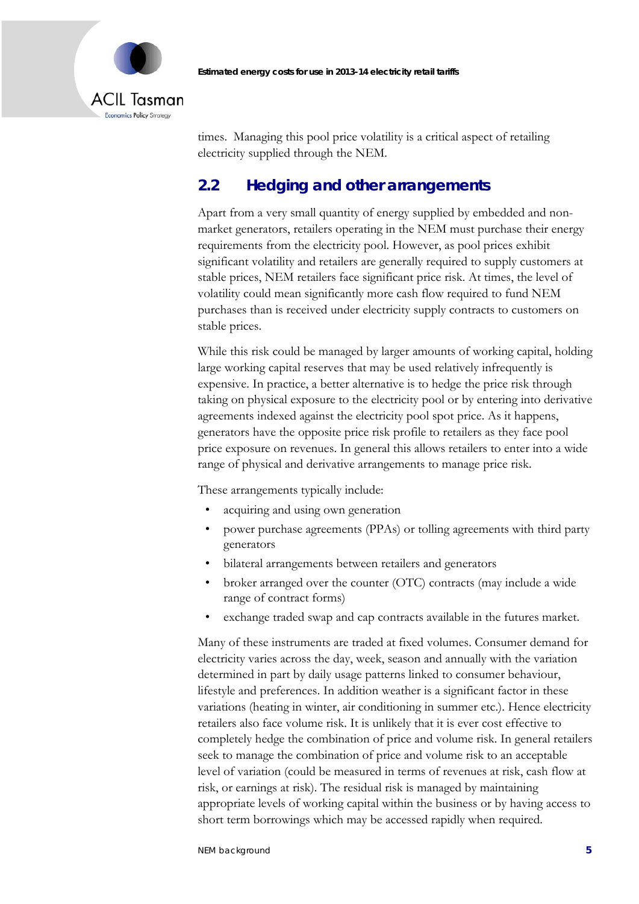times. Managing this pool price volatility is a critical aspect of retailing electricity supplied through the NEM.

## 2.2 Hedging and other arrangements

Apart from a very small quantity of energy supplied by embedded and non-market generators, retailers operating in the NEM must purchase their energy requirements from the electricity pool. However, as pool prices exhibit significant volatility and retailers are generally required to supply customers at stable prices, NEM retailers face significant price risk. At times, the level of volatility could mean significantly more cash flow required to fund NEM purchases than is received under electricity supply contracts to customers on stable prices.

While this risk could be managed by larger amounts of working capital, holding large working capital reserves that may be used relatively infrequently is expensive. In practice, a better alternative is to hedge the price risk through taking on physical exposure to the electricity pool or by entering into derivative agreements indexed against the electricity pool spot price. As it happens, generators have the opposite price risk profile to retailers as they face pool price exposure on revenues. In general this allows retailers to enter into a wide range of physical and derivative arrangements to manage price risk.

These arrangements typically include:

- acquiring and using own generation
- power purchase agreements (PPAs) or tolling agreements with third party generators
- bilateral arrangements between retailers and generators
- broker arranged over the counter (OTC) contracts (may include a wide range of contract forms)
- exchange traded swap and cap contracts available in the futures market.

Many of these instruments are traded at fixed volumes. Consumer demand for electricity varies across the day, week, season and annually with the variation determined in part by daily usage patterns linked to consumer behaviour, lifestyle and preferences. In addition weather is a significant factor in these variations (heating in winter, air conditioning in summer etc.). Hence electricity retailers also face volume risk. It is unlikely that it is ever cost effective to completely hedge the combination of price and volume risk. In general retailers seek to manage the combination of price and volume risk to an acceptable level of variation (could be measured in terms of revenues at risk, cash flow at risk, or earnings at risk). The residual risk is managed by maintaining appropriate levels of working capital within the business or by having access to short term borrowings which may be accessed rapidly when required.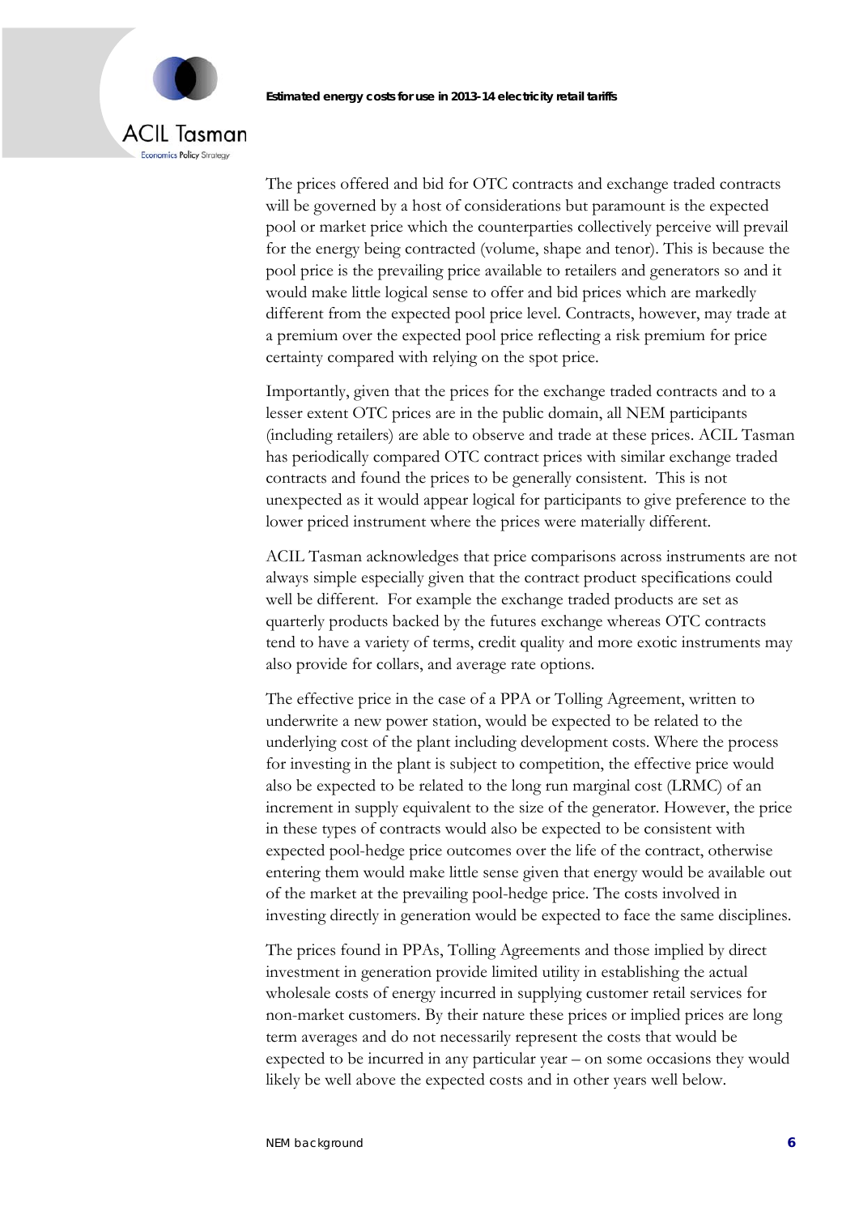The prices offered and bid for OTC contracts and exchange traded contracts will be governed by a host of considerations but paramount is the expected pool or market price which the counterparties collectively perceive will prevail for the energy being contracted (volume, shape and tenor). This is because the pool price is the prevailing price available to retailers and generators so and it would make little logical sense to offer and bid prices which are markedly different from the expected pool price level. Contracts, however, may trade at a premium over the expected pool price reflecting a risk premium for price certainty compared with relying on the spot price.

Importantly, given that the prices for the exchange traded contracts and to a lesser extent OTC prices are in the public domain, all NEM participants (including retailers) are able to observe and trade at these prices. ACIL Tasman has periodically compared OTC contract prices with similar exchange traded contracts and found the prices to be generally consistent. This is not unexpected as it would appear logical for participants to give preference to the lower priced instrument where the prices were materially different.

ACIL Tasman acknowledges that price comparisons across instruments are not always simple especially given that the contract product specifications could well be different. For example the exchange traded products are set as quarterly products backed by the futures exchange whereas OTC contracts tend to have a variety of terms, credit quality and more exotic instruments may also provide for collars, and average rate options.

The effective price in the case of a PPA or Tolling Agreement, written to underwrite a new power station, would be expected to be related to the underlying cost of the plant including development costs. Where the process for investing in the plant is subject to competition, the effective price would also be expected to be related to the long run marginal cost (LRMC) of an increment in supply equivalent to the size of the generator. However, the price in these types of contracts would also be expected to be consistent with expected pool-hedge price outcomes over the life of the contract, otherwise entering them would make little sense given that energy would be available out of the market at the prevailing pool-hedge price. The costs involved in investing directly in generation would be expected to face the same disciplines.

The prices found in PPAs, Tolling Agreements and those implied by direct investment in generation provide limited utility in establishing the actual wholesale costs of energy incurred in supplying customer retail services for non-market customers. By their nature these prices or implied prices are long term averages and do not necessarily represent the costs that would be expected to be incurred in any particular year – on some occasions they would likely be well above the expected costs and in other years well below.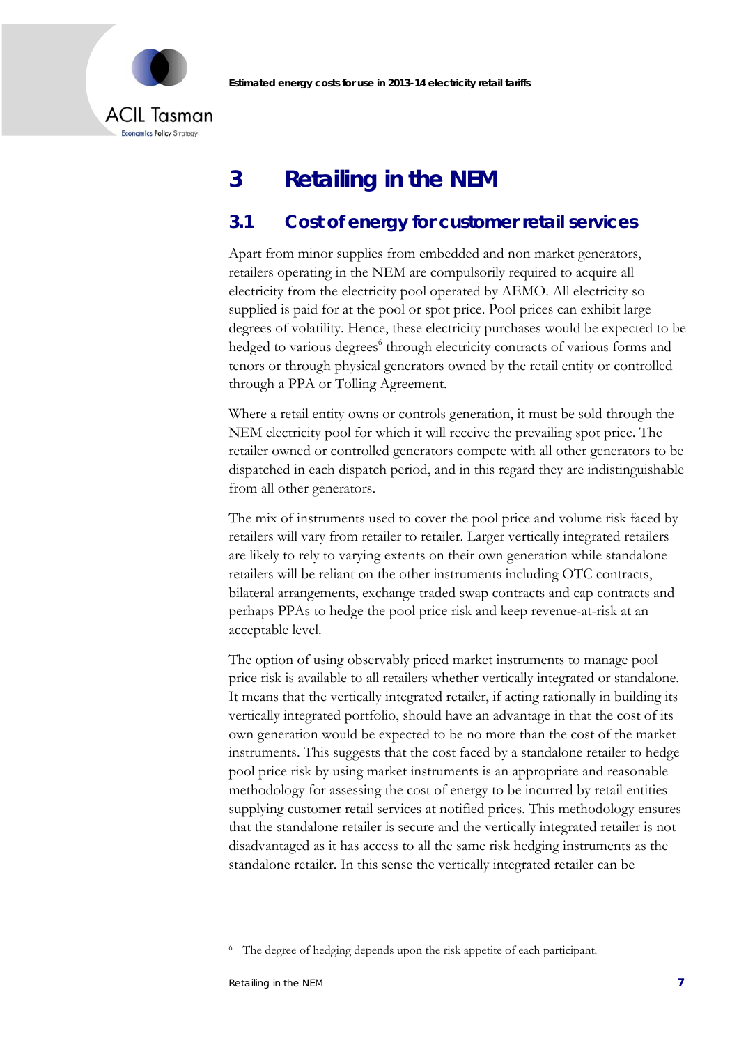# 3 Retailing in the NEM

## 3.1 Cost of energy for customer retail services

Apart from minor supplies from embedded and non market generators, retailers operating in the NEM are compulsorily required to acquire all electricity from the electricity pool operated by AEMO. All electricity so supplied is paid for at the pool or spot price. Pool prices can exhibit large degrees of volatility. Hence, these electricity purchases would be expected to be hedged to various degrees[6] through electricity contracts of various forms and tenors or through physical generators owned by the retail entity or controlled through a PPA or Tolling Agreement.

Where a retail entity owns or controls generation, it must be sold through the NEM electricity pool for which it will receive the prevailing spot price. The retailer owned or controlled generators compete with all other generators to be dispatched in each dispatch period, and in this regard they are indistinguishable from all other generators.

The mix of instruments used to cover the pool price and volume risk faced by retailers will vary from retailer to retailer. Larger vertically integrated retailers are likely to rely to varying extents on their own generation while standalone retailers will be reliant on the other instruments including OTC contracts, bilateral arrangements, exchange traded swap contracts and cap contracts and perhaps PPAs to hedge the pool price risk and keep revenue-at-risk at an acceptable level.

The option of using observably priced market instruments to manage pool price risk is available to all retailers whether vertically integrated or standalone. It means that the vertically integrated retailer, if acting rationally in building its vertically integrated portfolio, should have an advantage in that the cost of its own generation would be expected to be no more than the cost of the market instruments. This suggests that the cost faced by a standalone retailer to hedge pool price risk by using market instruments is an appropriate and reasonable methodology for assessing the cost of energy to be incurred by retail entities supplying customer retail services at notified prices. This methodology ensures that the standalone retailer is secure and the vertically integrated retailer is not disadvantaged as it has access to all the same risk hedging instruments as the standalone retailer. In this sense the vertically integrated retailer can be

---

[6] The degree of hedging depends upon the risk appetite of each participant.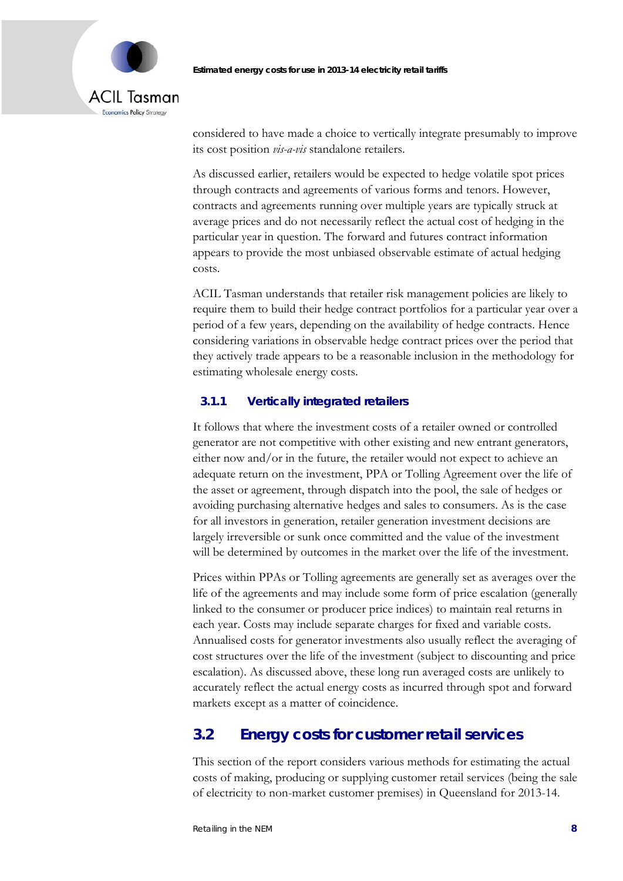considered to have made a choice to vertically integrate presumably to improve its cost position *vis-a-vis* standalone retailers.

As discussed earlier, retailers would be expected to hedge volatile spot prices through contracts and agreements of various forms and tenors. However, contracts and agreements running over multiple years are typically struck at average prices and do not necessarily reflect the actual cost of hedging in the particular year in question. The forward and futures contract information appears to provide the most unbiased observable estimate of actual hedging costs.

ACIL Tasman understands that retailer risk management policies are likely to require them to build their hedge contract portfolios for a particular year over a period of a few years, depending on the availability of hedge contracts. Hence considering variations in observable hedge contract prices over the period that they actively trade appears to be a reasonable inclusion in the methodology for estimating wholesale energy costs.

### 3.1.1 Vertically integrated retailers

It follows that where the investment costs of a retailer owned or controlled generator are not competitive with other existing and new entrant generators, either now and/or in the future, the retailer would not expect to achieve an adequate return on the investment, PPA or Tolling Agreement over the life of the asset or agreement, through dispatch into the pool, the sale of hedges or avoiding purchasing alternative hedges and sales to consumers. As is the case for all investors in generation, retailer generation investment decisions are largely irreversible or sunk once committed and the value of the investment will be determined by outcomes in the market over the life of the investment.

Prices within PPAs or Tolling agreements are generally set as averages over the life of the agreements and may include some form of price escalation (generally linked to the consumer or producer price indices) to maintain real returns in each year. Costs may include separate charges for fixed and variable costs. Annualised costs for generator investments also usually reflect the averaging of cost structures over the life of the investment (subject to discounting and price escalation). As discussed above, these long run averaged costs are unlikely to accurately reflect the actual energy costs as incurred through spot and forward markets except as a matter of coincidence.

## 3.2 Energy costs for customer retail services

This section of the report considers various methods for estimating the actual costs of making, producing or supplying customer retail services (being the sale of electricity to non-market customer premises) in Queensland for 2013-14.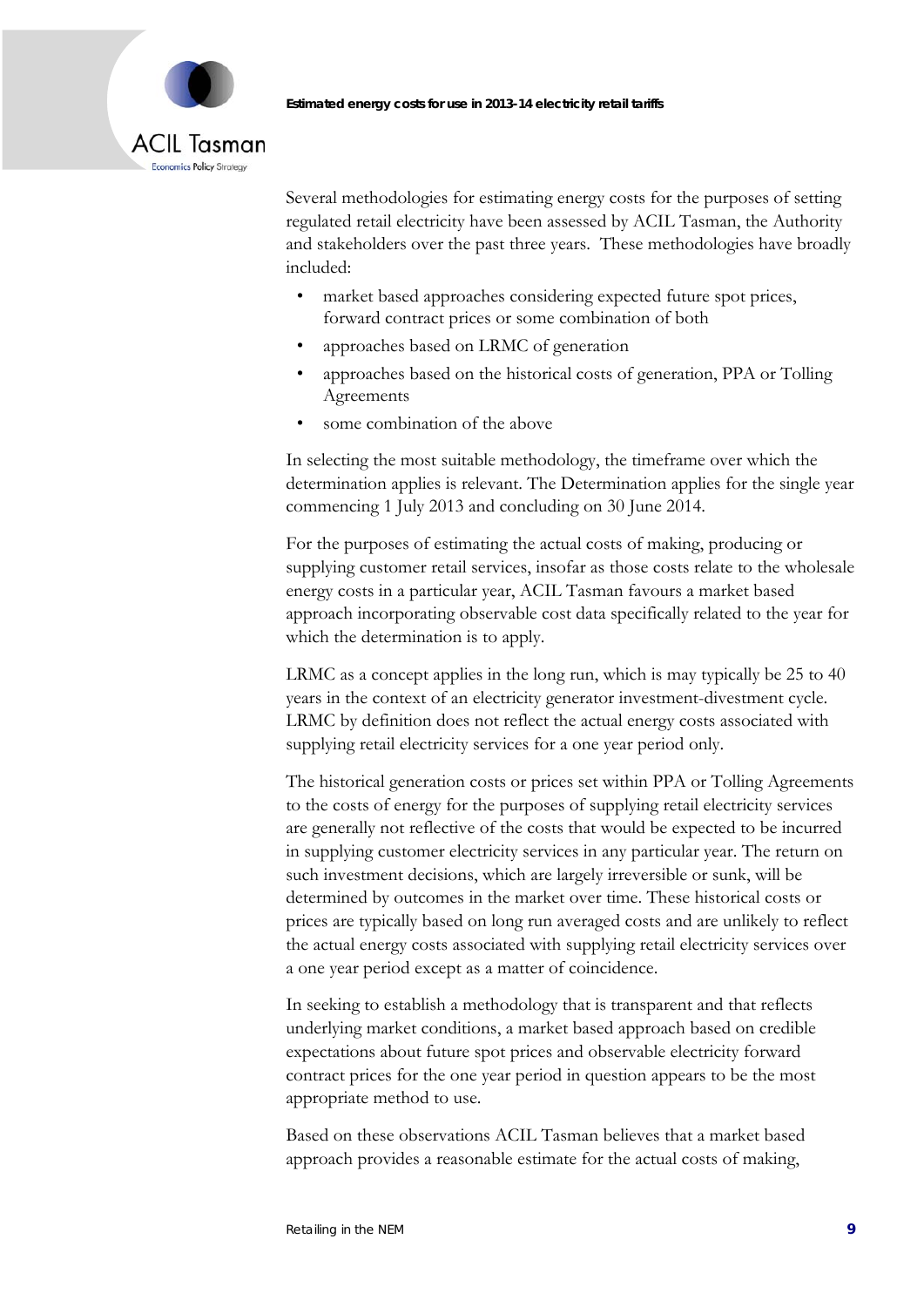Several methodologies for estimating energy costs for the purposes of setting regulated retail electricity have been assessed by ACIL Tasman, the Authority and stakeholders over the past three years. These methodologies have broadly included:

- market based approaches considering expected future spot prices, forward contract prices or some combination of both
- approaches based on LRMC of generation
- approaches based on the historical costs of generation, PPA or Tolling Agreements
- some combination of the above

In selecting the most suitable methodology, the timeframe over which the determination applies is relevant. The Determination applies for the single year commencing 1 July 2013 and concluding on 30 June 2014.

For the purposes of estimating the actual costs of making, producing or supplying customer retail services, insofar as those costs relate to the wholesale energy costs in a particular year, ACIL Tasman favours a market based approach incorporating observable cost data specifically related to the year for which the determination is to apply.

LRMC as a concept applies in the long run, which is may typically be 25 to 40 years in the context of an electricity generator investment-divestment cycle. LRMC by definition does not reflect the actual energy costs associated with supplying retail electricity services for a one year period only.

The historical generation costs or prices set within PPA or Tolling Agreements to the costs of energy for the purposes of supplying retail electricity services are generally not reflective of the costs that would be expected to be incurred in supplying customer electricity services in any particular year. The return on such investment decisions, which are largely irreversible or sunk, will be determined by outcomes in the market over time. These historical costs or prices are typically based on long run averaged costs and are unlikely to reflect the actual energy costs associated with supplying retail electricity services over a one year period except as a matter of coincidence.

In seeking to establish a methodology that is transparent and that reflects underlying market conditions, a market based approach based on credible expectations about future spot prices and observable electricity forward contract prices for the one year period in question appears to be the most appropriate method to use.

Based on these observations ACIL Tasman believes that a market based approach provides a reasonable estimate for the actual costs of making,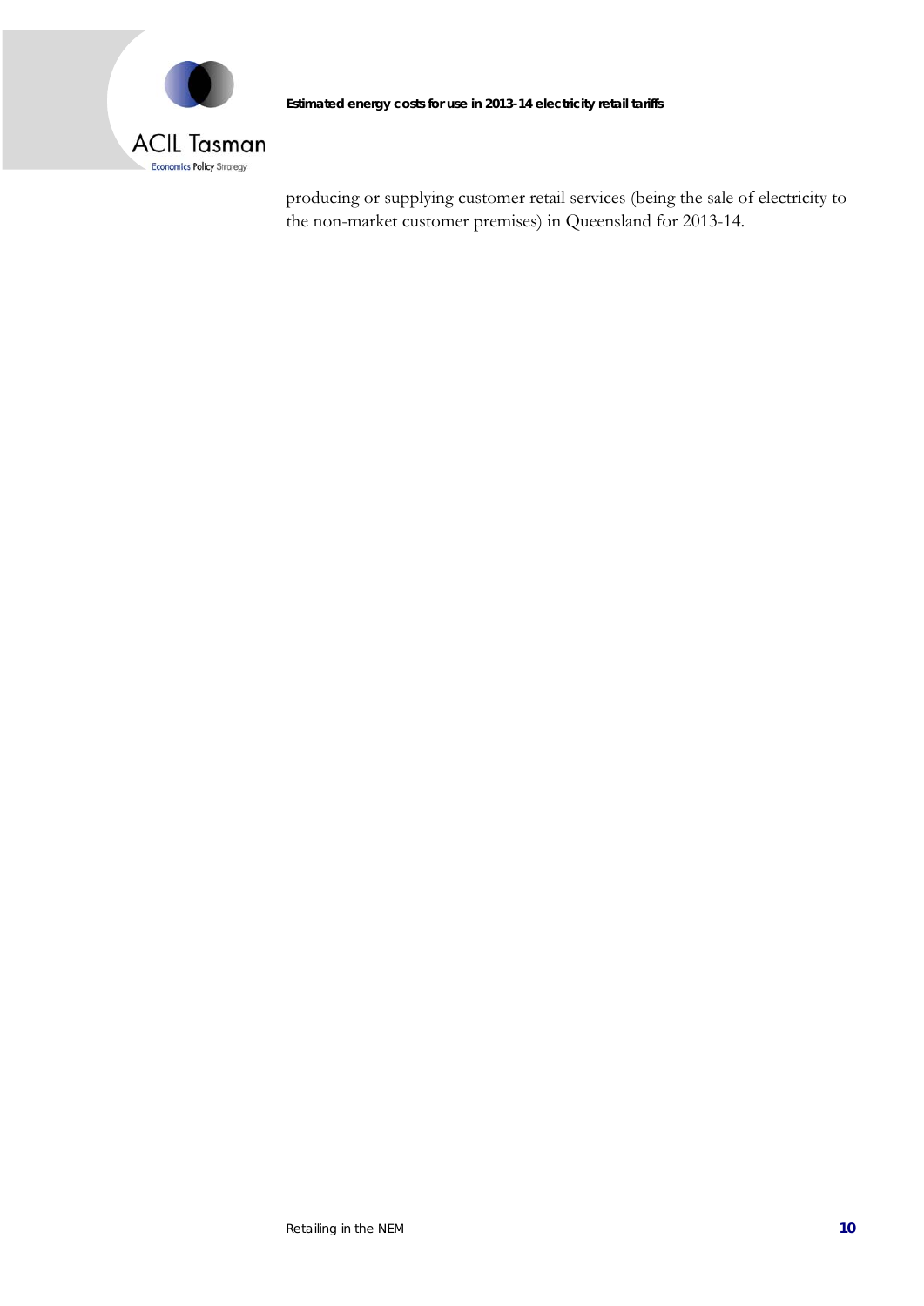producing or supplying customer retail services (being the sale of electricity to the non-market customer premises) in Queensland for 2013-14.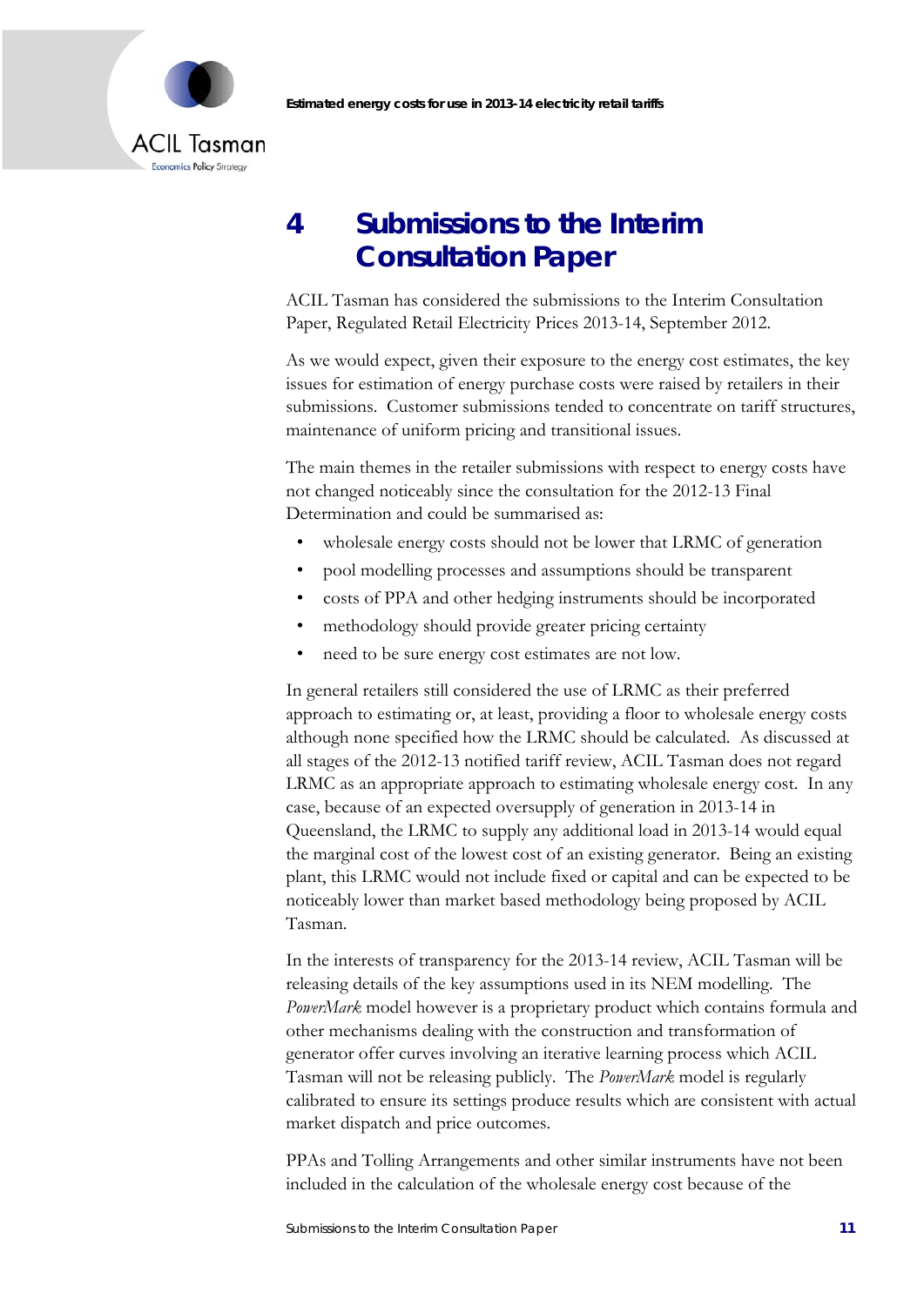# 4 Submissions to the Interim Consultation Paper

ACIL Tasman has considered the submissions to the Interim Consultation Paper, Regulated Retail Electricity Prices 2013-14, September 2012.

As we would expect, given their exposure to the energy cost estimates, the key issues for estimation of energy purchase costs were raised by retailers in their submissions. Customer submissions tended to concentrate on tariff structures, maintenance of uniform pricing and transitional issues.

The main themes in the retailer submissions with respect to energy costs have not changed noticeably since the consultation for the 2012-13 Final Determination and could be summarised as:

- wholesale energy costs should not be lower that LRMC of generation
- pool modelling processes and assumptions should be transparent
- costs of PPA and other hedging instruments should be incorporated
- methodology should provide greater pricing certainty
- need to be sure energy cost estimates are not low.

In general retailers still considered the use of LRMC as their preferred approach to estimating or, at least, providing a floor to wholesale energy costs although none specified how the LRMC should be calculated. As discussed at all stages of the 2012-13 notified tariff review, ACIL Tasman does not regard LRMC as an appropriate approach to estimating wholesale energy cost. In any case, because of an expected oversupply of generation in 2013-14 in Queensland, the LRMC to supply any additional load in 2013-14 would equal the marginal cost of the lowest cost of an existing generator. Being an existing plant, this LRMC would not include fixed or capital and can be expected to be noticeably lower than market based methodology being proposed by ACIL Tasman.

In the interests of transparency for the 2013-14 review, ACIL Tasman will be releasing details of the key assumptions used in its NEM modelling. The *PowerMark* model however is a proprietary product which contains formula and other mechanisms dealing with the construction and transformation of generator offer curves involving an iterative learning process which ACIL Tasman will not be releasing publicly. The *PowerMark* model is regularly calibrated to ensure its settings produce results which are consistent with actual market dispatch and price outcomes.

PPAs and Tolling Arrangements and other similar instruments have not been included in the calculation of the wholesale energy cost because of the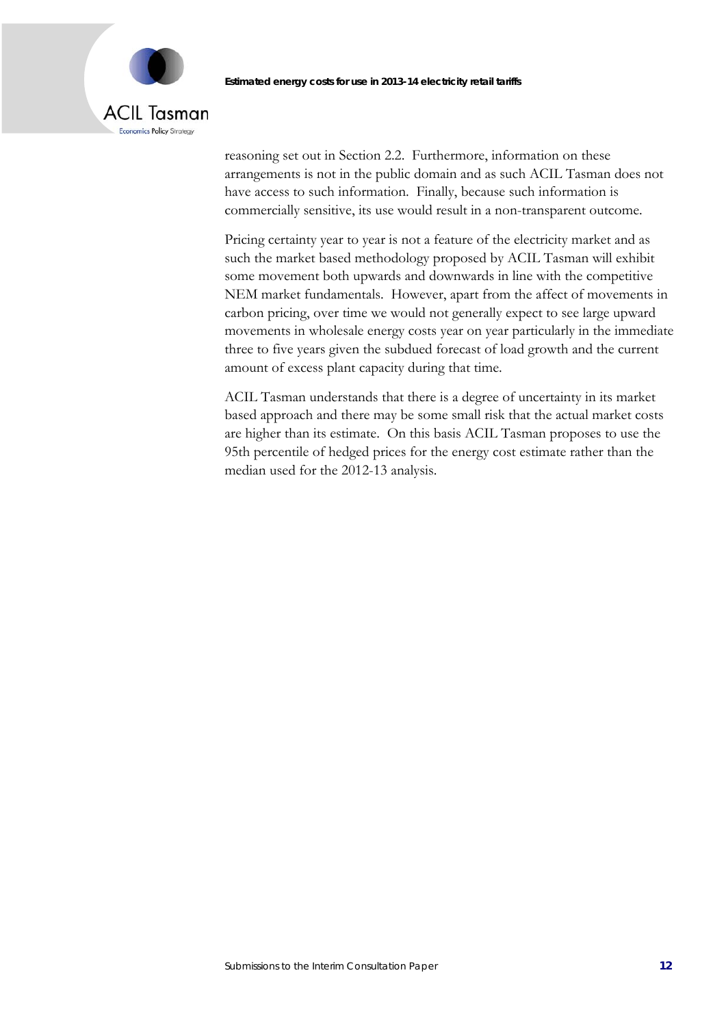reasoning set out in Section 2.2. Furthermore, information on these arrangements is not in the public domain and as such ACIL Tasman does not have access to such information. Finally, because such information is commercially sensitive, its use would result in a non-transparent outcome.

Pricing certainty year to year is not a feature of the electricity market and as such the market based methodology proposed by ACIL Tasman will exhibit some movement both upwards and downwards in line with the competitive NEM market fundamentals. However, apart from the affect of movements in carbon pricing, over time we would not generally expect to see large upward movements in wholesale energy costs year on year particularly in the immediate three to five years given the subdued forecast of load growth and the current amount of excess plant capacity during that time.

ACIL Tasman understands that there is a degree of uncertainty in its market based approach and there may be some small risk that the actual market costs are higher than its estimate. On this basis ACIL Tasman proposes to use the 95th percentile of hedged prices for the energy cost estimate rather than the median used for the 2012-13 analysis.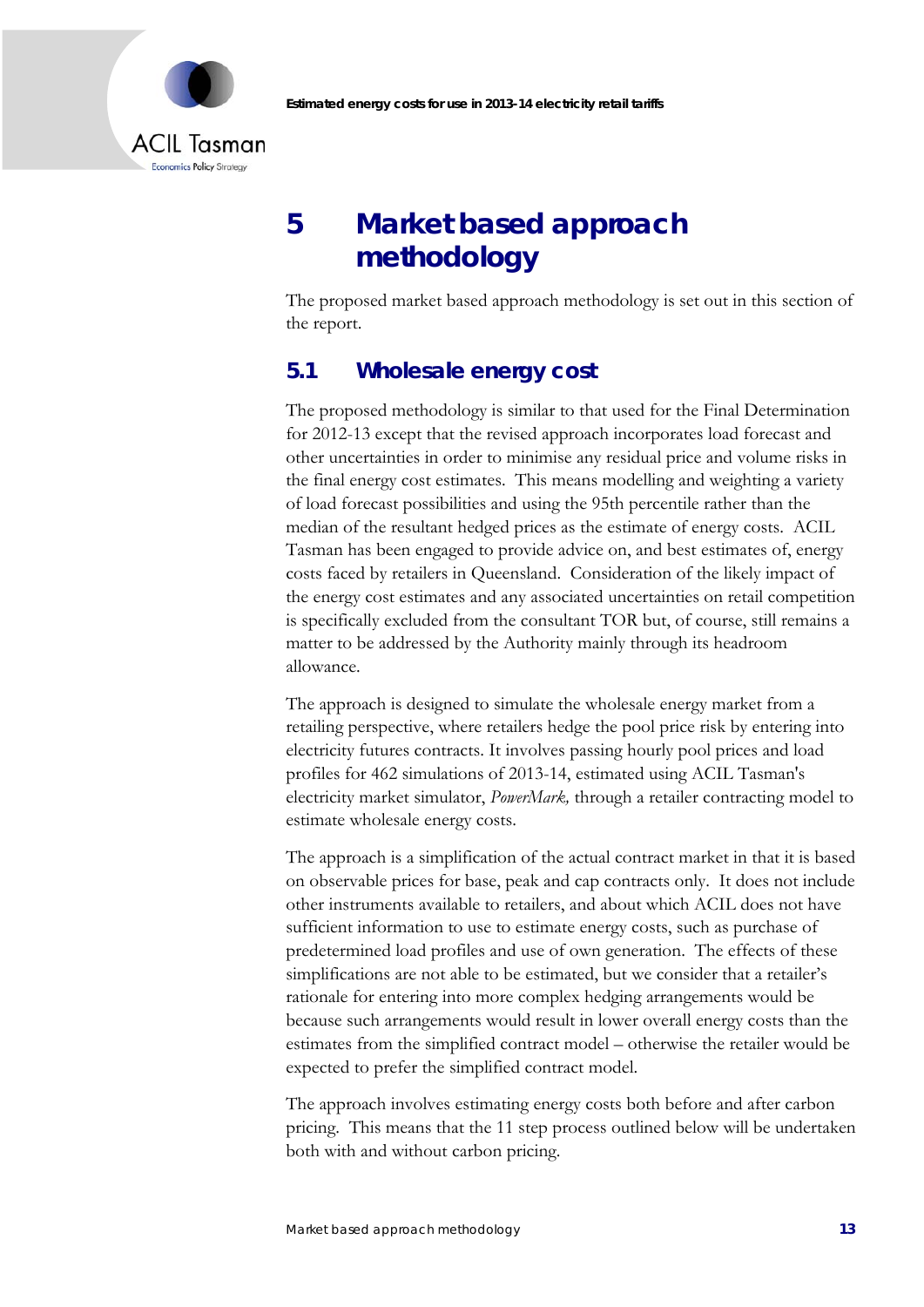# 5 Market based approach methodology

The proposed market based approach methodology is set out in this section of the report.

## 5.1 Wholesale energy cost

The proposed methodology is similar to that used for the Final Determination for 2012-13 except that the revised approach incorporates load forecast and other uncertainties in order to minimise any residual price and volume risks in the final energy cost estimates. This means modelling and weighting a variety of load forecast possibilities and using the 95th percentile rather than the median of the resultant hedged prices as the estimate of energy costs. ACIL Tasman has been engaged to provide advice on, and best estimates of, energy costs faced by retailers in Queensland. Consideration of the likely impact of the energy cost estimates and any associated uncertainties on retail competition is specifically excluded from the consultant TOR but, of course, still remains a matter to be addressed by the Authority mainly through its headroom allowance.

The approach is designed to simulate the wholesale energy market from a retailing perspective, where retailers hedge the pool price risk by entering into electricity futures contracts. It involves passing hourly pool prices and load profiles for 462 simulations of 2013-14, estimated using ACIL Tasman's electricity market simulator, *PowerMark,* through a retailer contracting model to estimate wholesale energy costs.

The approach is a simplification of the actual contract market in that it is based on observable prices for base, peak and cap contracts only. It does not include other instruments available to retailers, and about which ACIL does not have sufficient information to use to estimate energy costs, such as purchase of predetermined load profiles and use of own generation. The effects of these simplifications are not able to be estimated, but we consider that a retailer's rationale for entering into more complex hedging arrangements would be because such arrangements would result in lower overall energy costs than the estimates from the simplified contract model – otherwise the retailer would be expected to prefer the simplified contract model.

The approach involves estimating energy costs both before and after carbon pricing. This means that the 11 step process outlined below will be undertaken both with and without carbon pricing.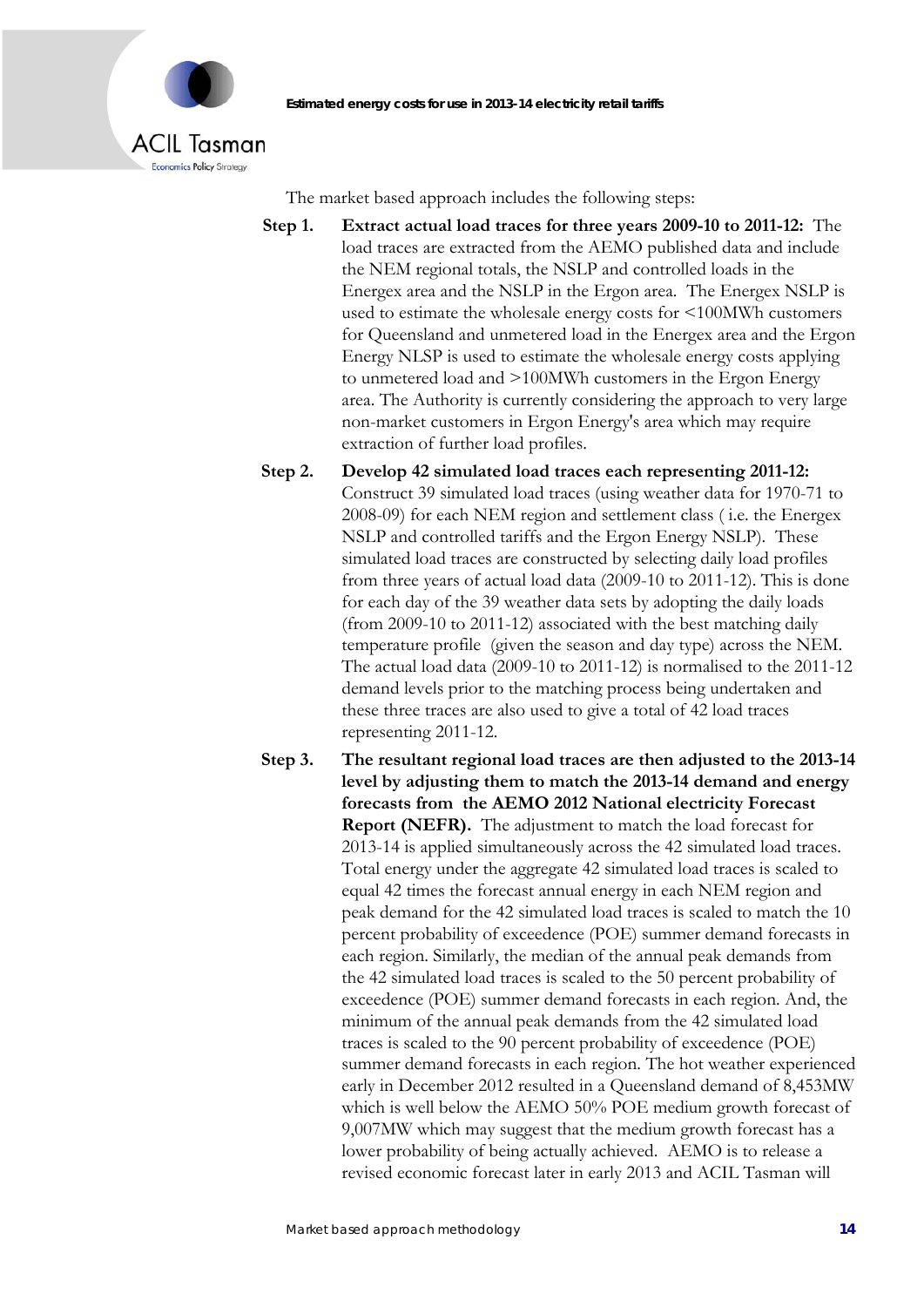The market based approach includes the following steps:

**Step 1.** **Extract actual load traces for three years 2009-10 to 2011-12:** The load traces are extracted from the AEMO published data and include the NEM regional totals, the NSLP and controlled loads in the Energex area and the NSLP in the Ergon area. The Energex NSLP is used to estimate the wholesale energy costs for <100MWh customers for Queensland and unmetered load in the Energex area and the Ergon Energy NLSP is used to estimate the wholesale energy costs applying to unmetered load and >100MWh customers in the Ergon Energy area. The Authority is currently considering the approach to very large non-market customers in Ergon Energy's area which may require extraction of further load profiles.

**Step 2.** **Develop 42 simulated load traces each representing 2011-12:** Construct 39 simulated load traces (using weather data for 1970-71 to 2008-09) for each NEM region and settlement class ( i.e. the Energex NSLP and controlled tariffs and the Ergon Energy NSLP). These simulated load traces are constructed by selecting daily load profiles from three years of actual load data (2009-10 to 2011-12). This is done for each day of the 39 weather data sets by adopting the daily loads (from 2009-10 to 2011-12) associated with the best matching daily temperature profile (given the season and day type) across the NEM. The actual load data (2009-10 to 2011-12) is normalised to the 2011-12 demand levels prior to the matching process being undertaken and these three traces are also used to give a total of 42 load traces representing 2011-12.

**Step 3.** **The resultant regional load traces are then adjusted to the 2013-14 level by adjusting them to match the 2013-14 demand and energy forecasts from the AEMO 2012 National electricity Forecast Report (NEFR).** The adjustment to match the load forecast for 2013-14 is applied simultaneously across the 42 simulated load traces. Total energy under the aggregate 42 simulated load traces is scaled to equal 42 times the forecast annual energy in each NEM region and peak demand for the 42 simulated load traces is scaled to match the 10 percent probability of exceedence (POE) summer demand forecasts in each region. Similarly, the median of the annual peak demands from the 42 simulated load traces is scaled to the 50 percent probability of exceedence (POE) summer demand forecasts in each region. And, the minimum of the annual peak demands from the 42 simulated load traces is scaled to the 90 percent probability of exceedence (POE) summer demand forecasts in each region. The hot weather experienced early in December 2012 resulted in a Queensland demand of 8,453MW which is well below the AEMO 50% POE medium growth forecast of 9,007MW which may suggest that the medium growth forecast has a lower probability of being actually achieved. AEMO is to release a revised economic forecast later in early 2013 and ACIL Tasman will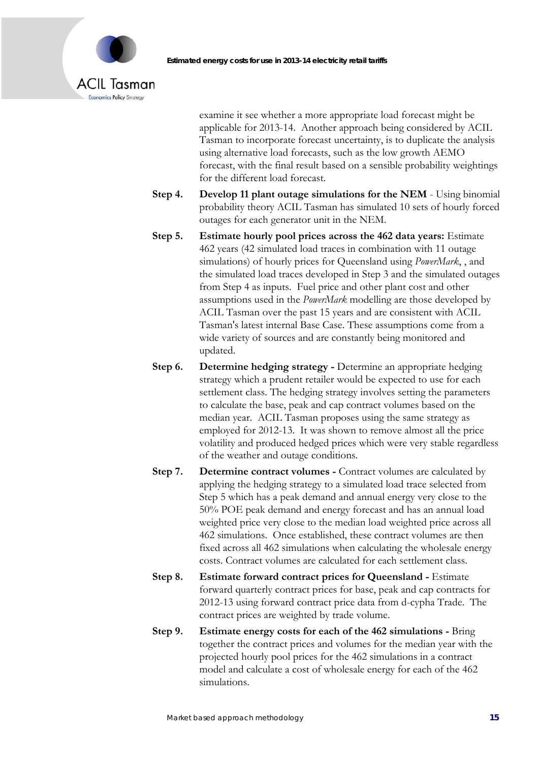examine it see whether a more appropriate load forecast might be applicable for 2013-14. Another approach being considered by ACIL Tasman to incorporate forecast uncertainty, is to duplicate the analysis using alternative load forecasts, such as the low growth AEMO forecast, with the final result based on a sensible probability weightings for the different load forecast.

**Step 4.** **Develop 11 plant outage simulations for the NEM** - Using binomial probability theory ACIL Tasman has simulated 10 sets of hourly forced outages for each generator unit in the NEM.

**Step 5.** **Estimate hourly pool prices across the 462 data years:** Estimate 462 years (42 simulated load traces in combination with 11 outage simulations) of hourly prices for Queensland using *PowerMark*, , and the simulated load traces developed in Step 3 and the simulated outages from Step 4 as inputs. Fuel price and other plant cost and other assumptions used in the *PowerMark* modelling are those developed by ACIL Tasman over the past 15 years and are consistent with ACIL Tasman's latest internal Base Case. These assumptions come from a wide variety of sources and are constantly being monitored and updated.

**Step 6.** **Determine hedging strategy -** Determine an appropriate hedging strategy which a prudent retailer would be expected to use for each settlement class. The hedging strategy involves setting the parameters to calculate the base, peak and cap contract volumes based on the median year. ACIL Tasman proposes using the same strategy as employed for 2012-13. It was shown to remove almost all the price volatility and produced hedged prices which were very stable regardless of the weather and outage conditions.

**Step 7.** **Determine contract volumes -** Contract volumes are calculated by applying the hedging strategy to a simulated load trace selected from Step 5 which has a peak demand and annual energy very close to the 50% POE peak demand and energy forecast and has an annual load weighted price very close to the median load weighted price across all 462 simulations. Once established, these contract volumes are then fixed across all 462 simulations when calculating the wholesale energy costs. Contract volumes are calculated for each settlement class.

**Step 8.** **Estimate forward contract prices for Queensland -** Estimate forward quarterly contract prices for base, peak and cap contracts for 2012-13 using forward contract price data from d-cypha Trade. The contract prices are weighted by trade volume.

**Step 9.** **Estimate energy costs for each of the 462 simulations -** Bring together the contract prices and volumes for the median year with the projected hourly pool prices for the 462 simulations in a contract model and calculate a cost of wholesale energy for each of the 462 simulations.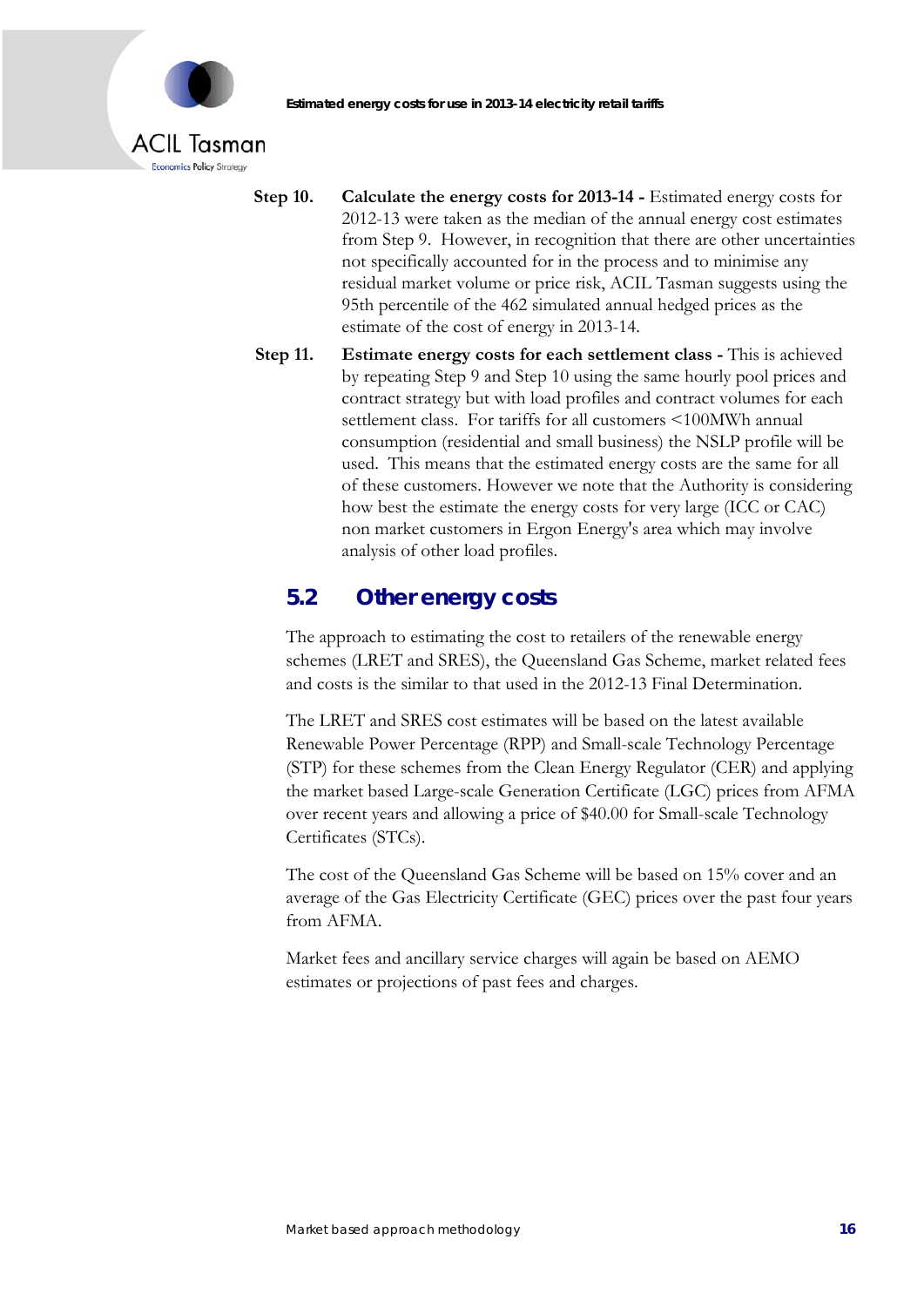**Step 10. Calculate the energy costs for 2013-14 -** Estimated energy costs for 2012-13 were taken as the median of the annual energy cost estimates from Step 9. However, in recognition that there are other uncertainties not specifically accounted for in the process and to minimise any residual market volume or price risk, ACIL Tasman suggests using the 95th percentile of the 462 simulated annual hedged prices as the estimate of the cost of energy in 2013-14.

**Step 11. Estimate energy costs for each settlement class -** This is achieved by repeating Step 9 and Step 10 using the same hourly pool prices and contract strategy but with load profiles and contract volumes for each settlement class. For tariffs for all customers <100MWh annual consumption (residential and small business) the NSLP profile will be used. This means that the estimated energy costs are the same for all of these customers. However we note that the Authority is considering how best the estimate the energy costs for very large (ICC or CAC) non market customers in Ergon Energy's area which may involve analysis of other load profiles.

## 5.2 Other energy costs

The approach to estimating the cost to retailers of the renewable energy schemes (LRET and SRES), the Queensland Gas Scheme, market related fees and costs is the similar to that used in the 2012-13 Final Determination.

The LRET and SRES cost estimates will be based on the latest available Renewable Power Percentage (RPP) and Small-scale Technology Percentage (STP) for these schemes from the Clean Energy Regulator (CER) and applying the market based Large-scale Generation Certificate (LGC) prices from AFMA over recent years and allowing a price of $40.00 for Small-scale Technology Certificates (STCs).

The cost of the Queensland Gas Scheme will be based on 15% cover and an average of the Gas Electricity Certificate (GEC) prices over the past four years from AFMA.

Market fees and ancillary service charges will again be based on AEMO estimates or projections of past fees and charges.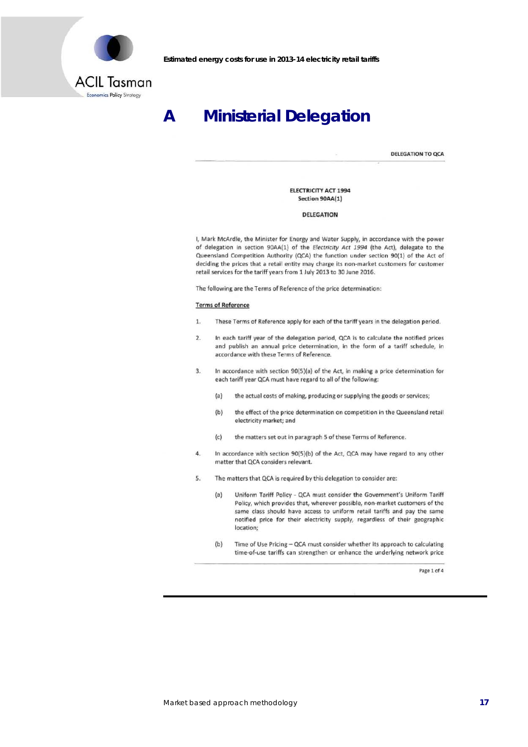# A Ministerial Delegation

DELEGATION TO QCA

ELECTRICITY ACT 1994
Section 90AA(1)

**DELEGATION**

I, Mark McArdle, the Minister for Energy and Water Supply, in accordance with the power of delegation in section 90AA(1) of the *Electricity Act 1994* (the Act), delegate to the Queensland Competition Authority (QCA) the function under section 90(1) of the Act of deciding the prices that a retail entity may charge its non-market customers for customer retail services for the tariff years from 1 July 2013 to 30 June 2016.

The following are the Terms of Reference of the price determination:

<u>Terms of Reference</u>

1. These Terms of Reference apply for each of the tariff years in the delegation period.

2. In each tariff year of the delegation period, QCA is to calculate the notified prices and publish an annual price determination, in the form of a tariff schedule, in accordance with these Terms of Reference.

3. In accordance with section 90(5)(a) of the Act, in making a price determination for each tariff year QCA must have regard to all of the following:

   (a) the actual costs of making, producing or supplying the goods or services;

   (b) the effect of the price determination on competition in the Queensland retail electricity market; and

   (c) the matters set out in paragraph 5 of these Terms of Reference.

4. In accordance with section 90(5)(b) of the Act, QCA may have regard to any other matter that QCA considers relevant.

5. The matters that QCA is required by this delegation to consider are:

   (a) Uniform Tariff Policy - QCA must consider the Government's Uniform Tariff Policy, which provides that, wherever possible, non-market customers of the same class should have access to uniform retail tariffs and pay the same notified price for their electricity supply, regardless of their geographic location;

   (b) Time of Use Pricing – QCA must consider whether its approach to calculating time-of-use tariffs can strengthen or enhance the underlying network price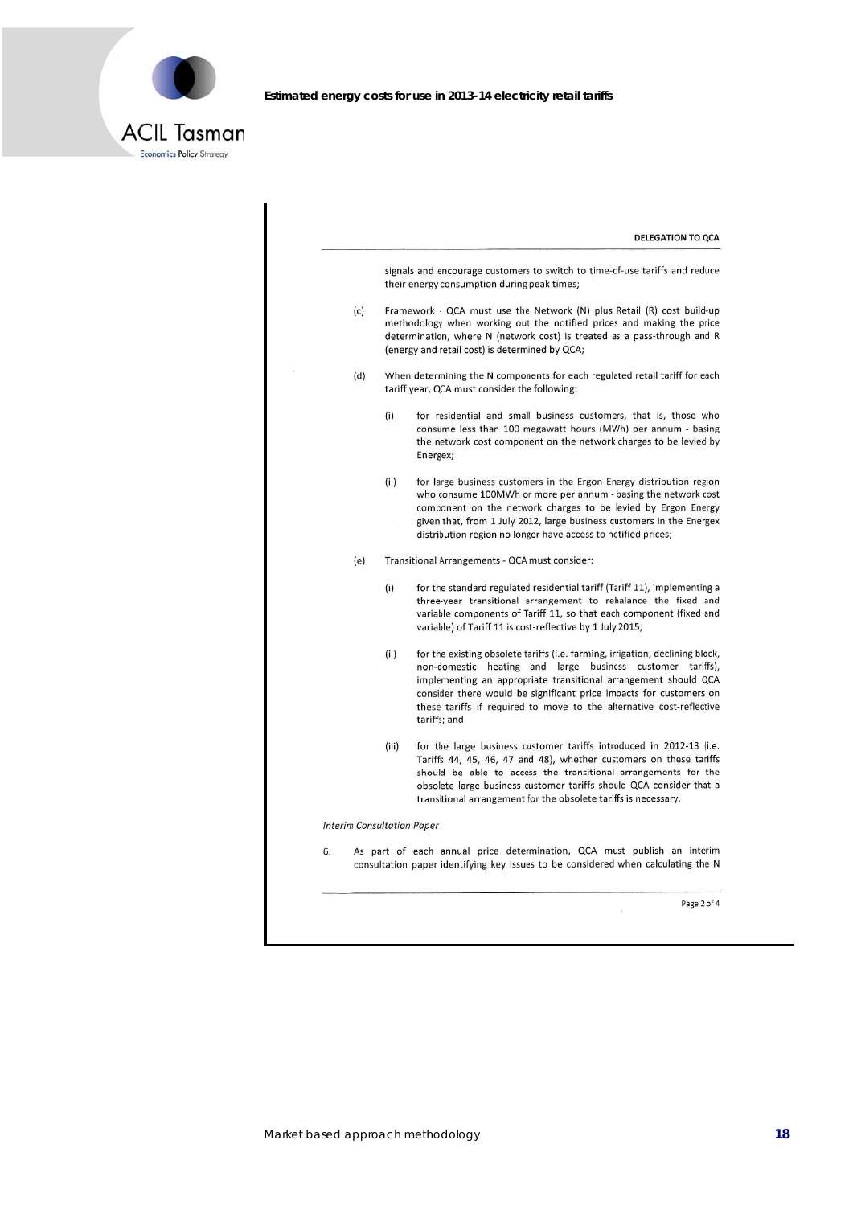DELEGATION TO QCA

signals and encourage customers to switch to time-of-use tariffs and reduce their energy consumption during peak times;

(c) Framework - QCA must use the Network (N) plus Retail (R) cost build-up methodology when working out the notified prices and making the price determination, where N (network cost) is treated as a pass-through and R (energy and retail cost) is determined by QCA;

(d) When determining the N components for each regulated retail tariff for each tariff year, QCA must consider the following:

(i) for residential and small business customers, that is, those who consume less than 100 megawatt hours (MWh) per annum - basing the network cost component on the network charges to be levied by Energex;

(ii) for large business customers in the Ergon Energy distribution region who consume 100MWh or more per annum - basing the network cost component on the network charges to be levied by Ergon Energy given that, from 1 July 2012, large business customers in the Energex distribution region no longer have access to notified prices;

(e) Transitional Arrangements - QCA must consider:

(i) for the standard regulated residential tariff (Tariff 11), implementing a three-year transitional arrangement to rebalance the fixed and variable components of Tariff 11, so that each component (fixed and variable) of Tariff 11 is cost-reflective by 1 July 2015;

(ii) for the existing obsolete tariffs (i.e. farming, irrigation, declining block, non-domestic heating and large business customer tariffs), implementing an appropriate transitional arrangement should QCA consider there would be significant price impacts for customers on these tariffs if required to move to the alternative cost-reflective tariffs; and

(iii) for the large business customer tariffs introduced in 2012-13 (i.e. Tariffs 44, 45, 46, 47 and 48), whether customers on these tariffs should be able to access the transitional arrangements for the obsolete large business customer tariffs should QCA consider that a transitional arrangement for the obsolete tariffs is necessary.

*Interim Consultation Paper*

6. As part of each annual price determination, QCA must publish an interim consultation paper identifying key issues to be considered when calculating the N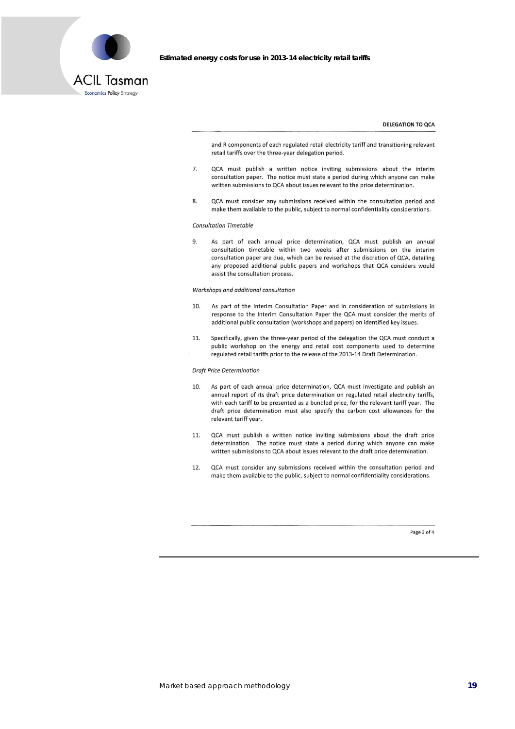DELEGATION TO QCA

and R components of each regulated retail electricity tariff and transitioning relevant retail tariffs over the three-year delegation period.

7. QCA must publish a written notice inviting submissions about the interim consultation paper. The notice must state a period during which anyone can make written submissions to QCA about issues relevant to the price determination.

8. QCA must consider any submissions received within the consultation period and make them available to the public, subject to normal confidentiality considerations.

*Consultation Timetable*

9. As part of each annual price determination, QCA must publish an annual consultation timetable within two weeks after submissions on the interim consultation paper are due, which can be revised at the discretion of QCA, detailing any proposed additional public papers and workshops that QCA considers would assist the consultation process.

*Workshops and additional consultation*

10. As part of the Interim Consultation Paper and in consideration of submissions in response to the Interim Consultation Paper the QCA must consider the merits of additional public consultation (workshops and papers) on identified key issues.

11. Specifically, given the three-year period of the delegation the QCA must conduct a public workshop on the energy and retail cost components used to determine regulated retail tariffs prior to the release of the 2013-14 Draft Determination.

*Draft Price Determination*

10. As part of each annual price determination, QCA must investigate and publish an annual report of its draft price determination on regulated retail electricity tariffs, with each tariff to be presented as a bundled price, for the relevant tariff year. The draft price determination must also specify the carbon cost allowances for the relevant tariff year.

11. QCA must publish a written notice inviting submissions about the draft price determination. The notice must state a period during which anyone can make written submissions to QCA about issues relevant to the draft price determination.

12. QCA must consider any submissions received within the consultation period and make them available to the public, subject to normal confidentiality considerations.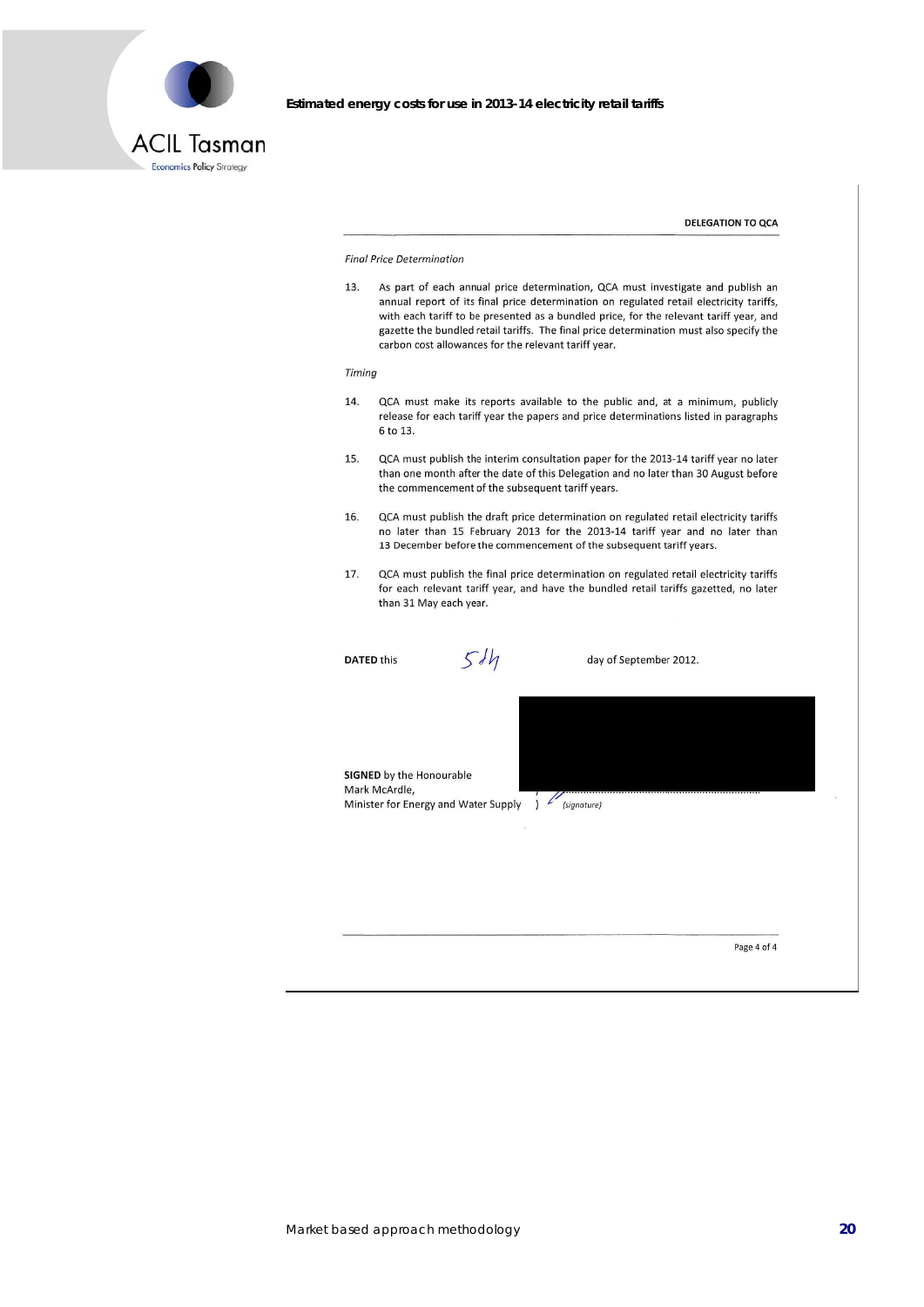DELEGATION TO QCA

*Final Price Determination*

13. As part of each annual price determination, QCA must investigate and publish an annual report of its final price determination on regulated retail electricity tariffs, with each tariff to be presented as a bundled price, for the relevant tariff year, and gazette the bundled retail tariffs. The final price determination must also specify the carbon cost allowances for the relevant tariff year.

*Timing*

14. QCA must make its reports available to the public and, at a minimum, publicly release for each tariff year the papers and price determinations listed in paragraphs 6 to 13.

15. QCA must publish the interim consultation paper for the 2013-14 tariff year no later than one month after the date of this Delegation and no later than 30 August before the commencement of the subsequent tariff years.

16. QCA must publish the draft price determination on regulated retail electricity tariffs no later than 15 February 2013 for the 2013-14 tariff year and no later than 13 December before the commencement of the subsequent tariff years.

17. QCA must publish the final price determination on regulated retail electricity tariffs for each relevant tariff year, and have the bundled retail tariffs gazetted, no later than 31 May each year.

**DATED** this 5th day of September 2012.

**SIGNED** by the Honourable Mark McArdle, Minister for Energy and Water Supply ) (signature)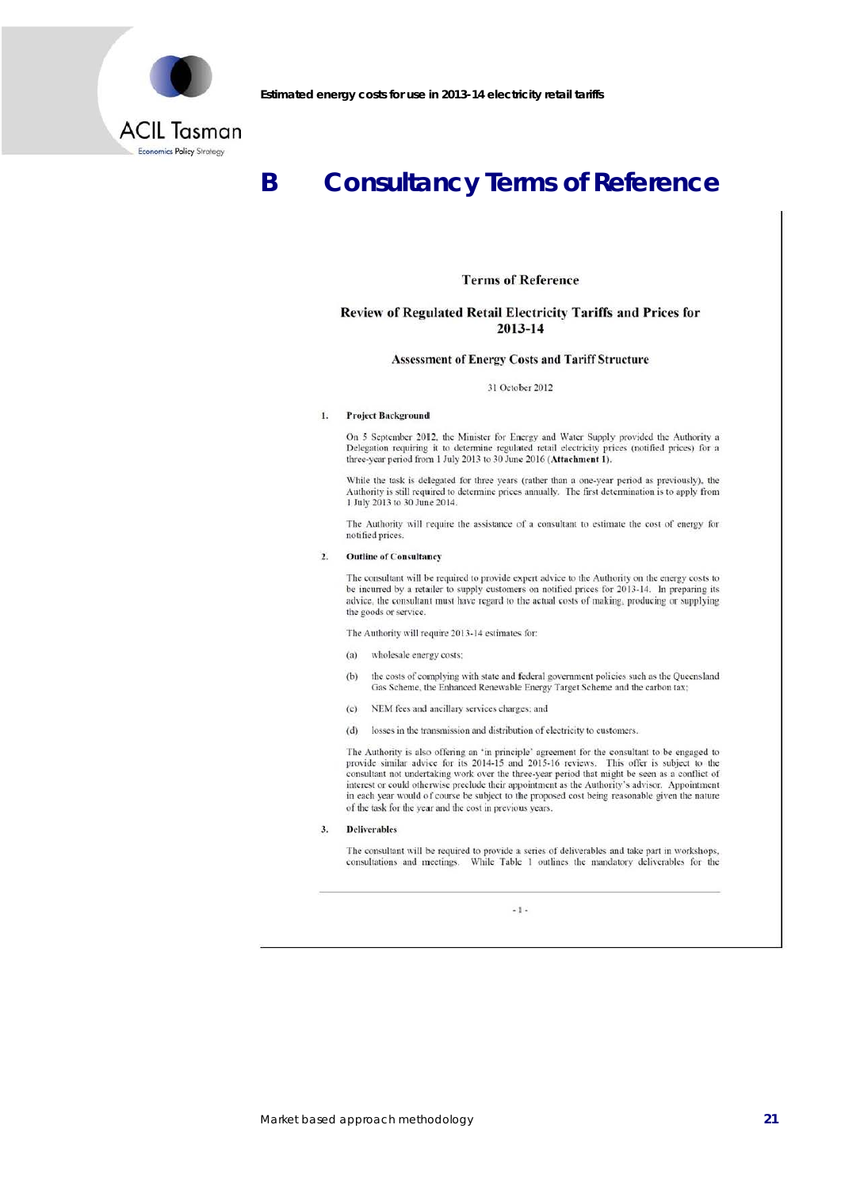# B Consultancy Terms of Reference

Terms of Reference

**Review of Regulated Retail Electricity Tariffs and Prices for 2013-14**

**Assessment of Energy Costs and Tariff Structure**

31 October 2012

**1. Project Background**

On 5 September 2012, the Minister for Energy and Water Supply provided the Authority a Delegation requiring it to determine regulated retail electricity prices (notified prices) for a three-year period from 1 July 2013 to 30 June 2016 (**Attachment 1**).

While the task is delegated for three years (rather than a one-year period as previously), the Authority is still required to determine prices annually. The first determination is to apply from 1 July 2013 to 30 June 2014.

The Authority will require the assistance of a consultant to estimate the cost of energy for notified prices.

**2. Outline of Consultancy**

The consultant will be required to provide expert advice to the Authority on the energy costs to be incurred by a retailer to supply customers on notified prices for 2013-14. In preparing its advice, the consultant must have regard to the actual costs of making, producing or supplying the goods or service.

The Authority will require 2013-14 estimates for:

(a) wholesale energy costs;

(b) the costs of complying with state and federal government policies such as the Queensland Gas Scheme, the Enhanced Renewable Energy Target Scheme and the carbon tax;

(c) NEM fees and ancillary services charges; and

(d) losses in the transmission and distribution of electricity to customers.

The Authority is also offering an 'in principle' agreement for the consultant to be engaged to provide similar advice for its 2014-15 and 2015-16 reviews. This offer is subject to the consultant not undertaking work over the three-year period that might be seen as a conflict of interest or could otherwise preclude their appointment as the Authority's advisor. Appointment in each year would of course be subject to the proposed cost being reasonable given the nature of the task for the year and the cost in previous years.

**3. Deliverables**

The consultant will be required to provide a series of deliverables and take part in workshops, consultations and meetings. While Table 1 outlines the mandatory deliverables for the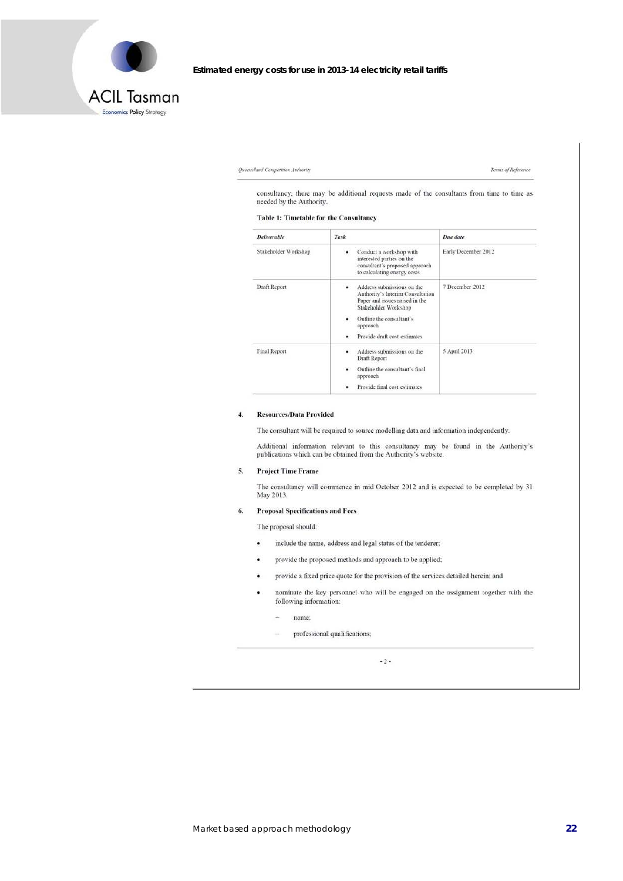consultancy, there may be additional requests made of the consultants from time to time as needed by the Authority.

**Table 1: Timetable for the Consultancy**

| *Deliverable* | *Task* | *Due date* |
| --- | --- | --- |
| Stakeholder Workshop | • Conduct a workshop with interested parties on the consultant's proposed approach to calculating energy costs | Early December 2012 |
| Draft Report | • Address submissions on the Authority's Interim Consultation Paper and issues raised in the Stakeholder Workshop<br>• Outline the consultant's approach<br>• Provide draft cost estimates | 7 December 2012 |
| Final Report | • Address submissions on the Draft Report<br>• Outline the consultant's final approach<br>• Provide final cost estimates | 5 April 2013 |

**4. Resources/Data Provided**

The consultant will be required to source modelling data and information independently.

Additional information relevant to this consultancy may be found in the Authority's publications which can be obtained from the Authority's website.

**5. Project Time Frame**

The consultancy will commence in mid October 2012 and is expected to be completed by 31 May 2013.

**6. Proposal Specifications and Fees**

The proposal should:

- include the name, address and legal status of the tenderer;
- provide the proposed methods and approach to be applied;
- provide a fixed price quote for the provision of the services detailed herein; and
- nominate the key personnel who will be engaged on the assignment together with the following information:
  - name;
  - professional qualifications;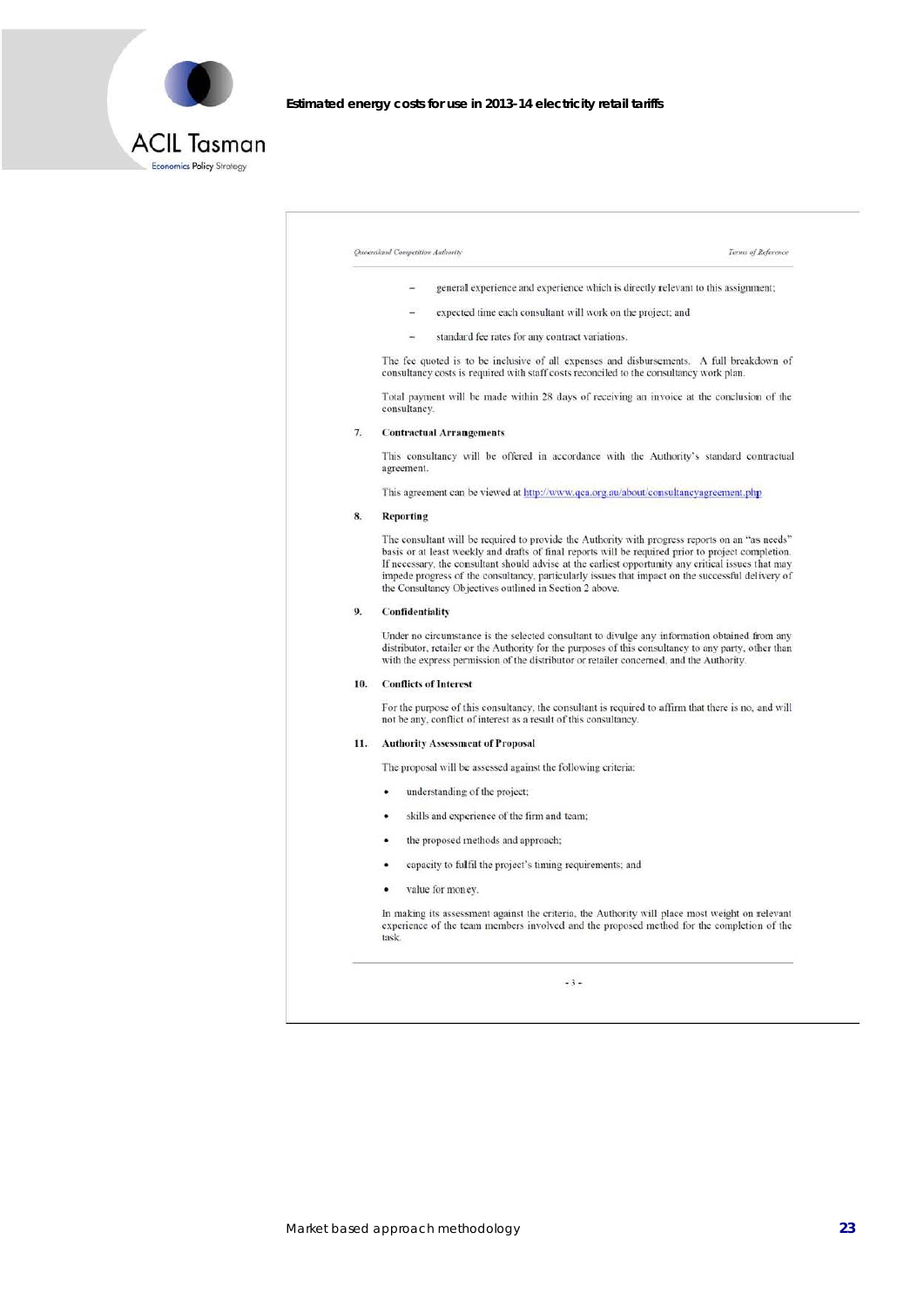- general experience and experience which is directly relevant to this assignment;
- expected time each consultant will work on the project; and
- standard fee rates for any contract variations.

The fee quoted is to be inclusive of all expenses and disbursements. A full breakdown of consultancy costs is required with staff costs reconciled to the consultancy work plan.

Total payment will be made within 28 days of receiving an invoice at the conclusion of the consultancy.

**7. Contractual Arrangements**

This consultancy will be offered in accordance with the Authority's standard contractual agreement.

This agreement can be viewed at http://www.qca.org.au/about/consultancyagreement.php

**8. Reporting**

The consultant will be required to provide the Authority with progress reports on an "as needs" basis or at least weekly and drafts of final reports will be required prior to project completion. If necessary, the consultant should advise at the earliest opportunity any critical issues that may impede progress of the consultancy, particularly issues that impact on the successful delivery of the Consultancy Objectives outlined in Section 2 above.

**9. Confidentiality**

Under no circumstance is the selected consultant to divulge any information obtained from any distributor, retailer or the Authority for the purposes of this consultancy to any party, other than with the express permission of the distributor or retailer concerned, and the Authority.

**10. Conflicts of Interest**

For the purpose of this consultancy, the consultant is required to affirm that there is no, and will not be any, conflict of interest as a result of this consultancy.

**11. Authority Assessment of Proposal**

The proposal will be assessed against the following criteria:

- understanding of the project;
- skills and experience of the firm and team;
- the proposed methods and approach;
- capacity to fulfil the project's timing requirements; and
- value for money.

In making its assessment against the criteria, the Authority will place most weight on relevant experience of the team members involved and the proposed method for the completion of the task.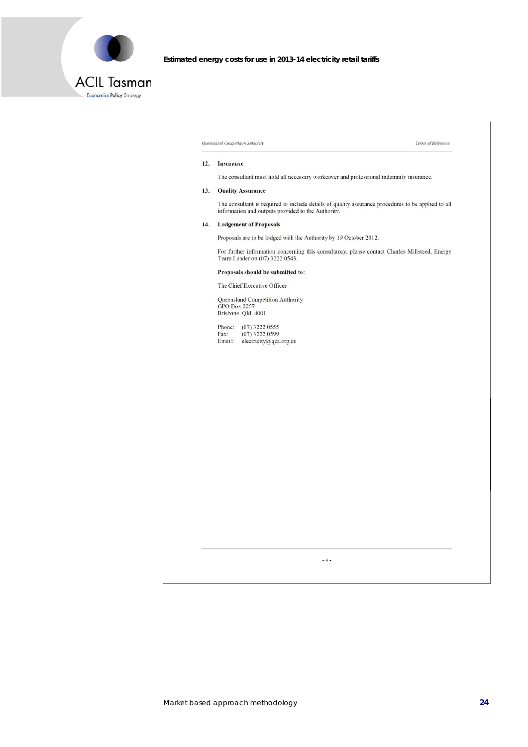## 12. Insurance

The consultant must hold all necessary workcover and professional indemnity insurance.

## 13. Quality Assurance

The consultant is required to include details of quality assurance procedures to be applied to all information and outputs provided to the Authority.

## 14. Lodgement of Proposals

Proposals are to be lodged with the Authority by 19 October 2012.

For further information concerning this consultancy, please contact Charles Millsteed, Energy Team Leader on (07) 3222 0543.

**Proposals should be submitted to:**

The Chief Executive Officer

Queensland Competition Authority
GPO Box 2257
Brisbane Qld 4001

Phone: (07) 3222 0555
Fax: (07) 3222 0599
Email: electricity@qca.org.au